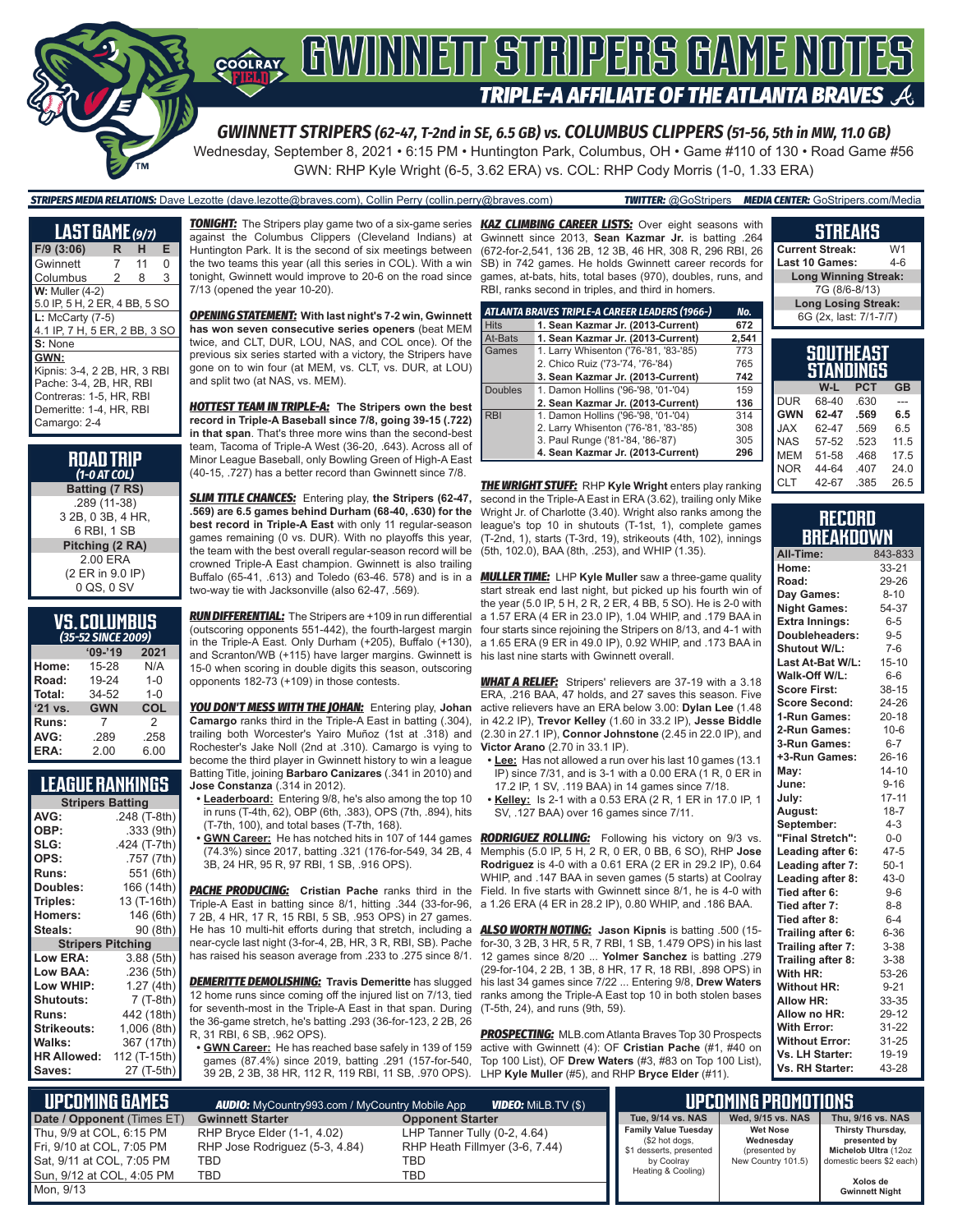# GWINNETT STRIPERS GAME NOTES

## TRIPLE-A AFFILIATE OF THE ATLANTA BRAVES

### GWINNETT STRIPERS (62-47, T-2nd in SE, 6.5 GB) vs. COLUMBUS CLIPPERS (51-56, 5th in MW, 11.0 GB)

Wednesday, September 8, 2021 • 6:15 PM • Huntington Park, Columbus, OH • Game #110 of 130 • Road Game #56

GWN: RHP Kyle Wright (6-5, 3.62 ERA) vs. COL: RHP Cody Morris (1-0, 1.33 ERA)

**STRIPERS MEDIA RELATIONS:** Dave Lezotte (dave.lezotte@braves.com), Collin Perry (collin.perry@braves.com) **TWITTER:** @GoStripers **MEDIA CENTER:** GoStripers.com/Media

## LAST GAME (9/7)

| F/9 (3:06) | R | H | E |
|---|---|---|---|
| Gwinnett | 7 | 11 | 0 |
| Columbus | 2 | 8 | 3 |

**W:** Muller (4-2)
5.0 IP, 5 H, 2 ER, 4 BB, 5 SO

**L:** McCarty (7-5)
4.1 IP, 7 H, 5 ER, 2 BB, 3 SO

**S:** None

**GWN:**
Kipnis: 3-4, 2 2B, HR, 3 RBI
Pache: 3-4, 2B, HR, RBI
Contreras: 1-5, HR, RBI
Demeritte: 1-4, HR, RBI
Camargo: 2-4

## ROAD TRIP
### (1-0 AT COL)

**Batting (7 RS)**
.289 (11-38)
3 2B, 0 3B, 4 HR,
6 RBI, 1 SB

**Pitching (2 RA)**
2.00 ERA
(2 ER in 9.0 IP)
0 QS, 0 SV

## VS. COLUMBUS
### (35-52 SINCE 2009)

| | '09-'19 | 2021 |
|---|---|---|
| Home: | 15-28 | N/A |
| Road: | 19-24 | 1-0 |
| Total: | 34-52 | 1-0 |
| '21 vs. | GWN | COL |
| Runs: | 7 | 2 |
| AVG: | .289 | .258 |
| ERA: | 2.00 | 6.00 |

## LEAGUE RANKINGS

| Stripers Batting | |
|---|---|
| AVG: | .248 (T-8th) |
| OBP: | .333 (9th) |
| SLG: | .424 (T-7th) |
| OPS: | .757 (7th) |
| Runs: | 551 (6th) |
| Doubles: | 166 (14th) |
| Triples: | 13 (T-16th) |
| Homers: | 146 (6th) |
| Steals: | 90 (8th) |
| **Stripers Pitching** | |
| Low ERA: | 3.88 (5th) |
| Low BAA: | .236 (5th) |
| Low WHIP: | 1.27 (4th) |
| Shutouts: | 7 (T-8th) |
| Runs: | 442 (18th) |
| Strikeouts: | 1,006 (8th) |
| Walks: | 367 (17th) |
| HR Allowed: | 112 (T-15th) |
| Saves: | 27 (T-5th) |

**TONIGHT:** The Stripers play game two of a six-game series against the Columbus Clippers (Cleveland Indians) at Huntington Park. It is the second of six meetings between the two teams this year (all this series in COL). With a win tonight, Gwinnett would improve to 20-6 on the road since 7/13 (opened the year 10-20).

**OPENING STATEMENT: With last night's 7-2 win, Gwinnett has won seven consecutive series openers** (beat MEM twice, and CLT, DUR, LOU, NAS, and COL once). Of the previous six series started with a victory, the Stripers have gone on to win four (at MEM, vs. CLT, vs. DUR, at LOU) and split two (at NAS, vs. MEM).

**HOTTEST TEAM IN TRIPLE-A: The Stripers own the best record in Triple-A Baseball since 7/8, going 39-15 (.722) in that span**. That's three more wins than the second-best team, Tacoma of Triple-A West (36-20, .643). Across all of Minor League Baseball, only Bowling Green of High-A East (40-15, .727) has a better record than Gwinnett since 7/8.

**SLIM TITLE CHANCES:** Entering play, **the Stripers (62-47, .569) are 6.5 games behind Durham (68-40, .630) for the best record in Triple-A East** with only 11 regular-season games remaining (0 vs. DUR). With no playoffs this year, the team with the best overall regular-season record will be crowned Triple-A East champion. Gwinnett is also trailing Buffalo (65-41, .613) and Toledo (63-46. 578) and is in a two-way tie with Jacksonville (also 62-47, .569).

**RUN DIFFERENTIAL:** The Stripers are +109 in run differential (outscoring opponents 551-442), the fourth-largest margin in the Triple-A East. Only Durham (+205), Buffalo (+130), and Scranton/WB (+115) have larger margins. Gwinnett is 15-0 when scoring in double digits this season, outscoring opponents 182-73 (+109) in those contests.

**YOU DON'T MESS WITH THE JOHAN:** Entering play, **Johan Camargo** ranks third in the Triple-A East in batting (.304), trailing both Worcester's Yairo Muñoz (1st at .318) and Rochester's Jake Noll (2nd at .310). Camargo is vying to become the third player in Gwinnett history to win a league Batting Title, joining **Barbaro Canizares** (.341 in 2010) and **Jose Constanza** (.314 in 2012).

- **Leaderboard:** Entering 9/8, he's also among the top 10 in runs (T-4th, 62), OBP (6th, .383), OPS (7th, .894), hits (T-7th, 100), and total bases (T-7th, 168).
- **GWN Career:** He has notched hits in 107 of 144 games (74.3%) since 2017, batting .321 (176-for-549, 34 2B, 4 3B, 24 HR, 95 R, 97 RBI, 1 SB, .916 OPS).

**PACHE PRODUCING: Cristian Pache** ranks third in the Triple-A East in batting since 8/1, hitting .344 (33-for-96, 7 2B, 4 HR, 17 R, 15 RBI, 5 SB, .953 OPS) in 27 games. He has 10 multi-hit efforts during that stretch, including a near-cycle last night (3-for-4, 2B, HR, 3 R, RBI, SB). Pache has raised his season average from .233 to .275 since 8/1.

**DEMERITTE DEMOLISHING: Travis Demeritte** has slugged 12 home runs since coming off the injured list on 7/13, tied for seventh-most in the Triple-A East in that span. During the 36-game stretch, he's batting .293 (36-for-123, 2 2B, 26 R, 31 RBI, 6 SB, .962 OPS).

- **GWN Career:** He has reached base safely in 139 of 159 games (87.4%) since 2019, batting .291 (157-for-540, 39 2B, 2 3B, 38 HR, 112 R, 119 RBI, 11 SB, .970 OPS).

**KAZ CLIMBING CAREER LISTS:** Over eight seasons with Gwinnett since 2013, **Sean Kazmar Jr.** is batting .264 (672-for-2,541, 136 2B, 12 3B, 46 HR, 308 R, 296 RBI, 26 SB) in 742 games. He holds Gwinnett career records for games, at-bats, hits, total bases (970), doubles, runs, and RBI, ranks second in triples, and third in homers.

| ATLANTA BRAVES TRIPLE-A CAREER LEADERS (1966-) | | No. |
|---|---|---|
| Hits | **1. Sean Kazmar Jr. (2013-Current)** | **672** |
| At-Bats | **1. Sean Kazmar Jr. (2013-Current)** | **2,541** |
| Games | 1. Larry Whisenton ('76-'81, '83-'85) | 773 |
| | 2. Chico Ruiz ('73-'74, '76-'84) | 765 |
| | **3. Sean Kazmar Jr. (2013-Current)** | **742** |
| Doubles | 1. Damon Hollins ('96-'98, '01-'04) | 159 |
| | **2. Sean Kazmar Jr. (2013-Current)** | **136** |
| RBI | 1. Damon Hollins ('96-'98, '01-'04) | 314 |
| | 2. Larry Whisenton ('76-'81, '83-'85) | 308 |
| | 3. Paul Runge ('81-'84, '86-'87) | 305 |
| | **4. Sean Kazmar Jr. (2013-Current)** | **296** |

**THE WRIGHT STUFF:** RHP **Kyle Wright** enters play ranking second in the Triple-A East in ERA (3.62), trailing only Mike Wright Jr. of Charlotte (3.40). Wright also ranks among the league's top 10 in shutouts (T-1st, 1), complete games (T-2nd, 1), starts (T-3rd, 19), strikeouts (4th, 102), innings (5th, 102.0), BAA (8th, .253), and WHIP (1.35).

**MULLER TIME:** LHP **Kyle Muller** saw a three-game quality start streak end last night, but picked up his fourth win of the year (5.0 IP, 5 H, 2 R, 2 ER, 4 BB, 5 SO). He is 2-0 with a 1.57 ERA (4 ER in 23.0 IP), 1.04 WHIP, and .179 BAA in four starts since rejoining the Stripers on 8/13, and 4-1 with a 1.65 ERA (9 ER in 49.0 IP), 0.92 WHIP, and .173 BAA in his last nine starts with Gwinnett overall.

**WHAT A RELIEF:** Stripers' relievers are 37-19 with a 3.18 ERA, .216 BAA, 47 holds, and 27 saves this season. Five active relievers have an ERA below 3.00: **Dylan Lee** (1.48 in 42.2 IP), **Trevor Kelley** (1.60 in 33.2 IP), **Jesse Biddle** (2.30 in 27.1 IP), **Connor Johnstone** (2.45 in 22.0 IP), and **Victor Arano** (2.70 in 33.1 IP).

- **Lee:** Has not allowed a run over his last 10 games (13.1 IP) since 7/31, and is 3-1 with a 0.00 ERA (1 R, 0 ER in 17.2 IP, 1 SV, .119 BAA) in 14 games since 7/18.
- **Kelley:** Is 2-1 with a 0.53 ERA (2 R, 1 ER in 17.0 IP, 1 SV, .127 BAA) over 16 games since 7/11.

**RODRIGUEZ ROLLING:** Following his victory on 9/3 vs. Memphis (5.0 IP, 5 H, 2 R, 0 ER, 0 BB, 6 SO), RHP **Jose Rodriguez** is 4-0 with a 0.61 ERA (2 ER in 29.2 IP), 0.64 WHIP, and .147 BAA in seven games (5 starts) at Coolray Field. In five starts with Gwinnett since 8/1, he is 4-0 with a 1.26 ERA (4 ER in 28.2 IP), 0.80 WHIP, and .186 BAA.

**ALSO WORTH NOTING: Jason Kipnis** is batting .500 (15-for-30, 3 2B, 3 HR, 5 R, 7 RBI, 1 SB, 1.479 OPS) in his last 12 games since 8/20 ... **Yolmer Sanchez** is batting .279 (29-for-104, 2 2B, 1 3B, 8 HR, 17 R, 18 RBI, .898 OPS) in his last 34 games since 7/22 ... Entering 9/8, **Drew Waters** ranks among the Triple-A East top 10 in both stolen bases (T-5th, 24), and runs (9th, 59).

**PROSPECTING:** MLB.com Atlanta Braves Top 30 Prospects active with Gwinnett (4): OF **Cristian Pache** (#1, #40 on Top 100 List), OF **Drew Waters** (#3, #83 on Top 100 List), LHP **Kyle Muller** (#5), and RHP **Bryce Elder** (#11).

## STREAKS

| | |
|---|---|
| Current Streak: | W1 |
| Last 10 Games: | 4-6 |
| **Long Winning Streak:** | |
| 7G (8/6-8/13) | |
| **Long Losing Streak:** | |
| 6G (2x, last: 7/1-7/7) | |

## SOUTHEAST STANDINGS

| | W-L | PCT | GB |
|---|---|---|---|
| DUR | 68-40 | .630 | --- |
| **GWN** | **62-47** | **.569** | **6.5** |
| JAX | 62-47 | .569 | 6.5 |
| NAS | 57-52 | .523 | 11.5 |
| MEM | 51-58 | .468 | 17.5 |
| NOR | 44-64 | .407 | 24.0 |
| CLT | 42-67 | .385 | 26.5 |

## RECORD BREAKDOWN

| | |
|---|---|
| All-Time: | 843-833 |
| Home: | 33-21 |
| Road: | 29-26 |
| Day Games: | 8-10 |
| Night Games: | 54-37 |
| Extra Innings: | 6-5 |
| Doubleheaders: | 9-5 |
| Shutout W/L: | 7-6 |
| Last At-Bat W/L: | 15-10 |
| Walk-Off W/L: | 6-6 |
| Score First: | 38-15 |
| Score Second: | 24-26 |
| 1-Run Games: | 20-18 |
| 2-Run Games: | 10-6 |
| 3-Run Games: | 6-7 |
| +3-Run Games: | 26-16 |
| May: | 14-10 |
| June: | 9-16 |
| July: | 17-11 |
| August: | 18-7 |
| September: | 4-3 |
| "Final Stretch": | 0-0 |
| Leading after 6: | 47-5 |
| Leading after 7: | 50-1 |
| Leading after 8: | 43-0 |
| Tied after 6: | 9-6 |
| Tied after 7: | 8-8 |
| Tied after 8: | 6-4 |
| Trailing after 6: | 6-36 |
| Trailing after 7: | 3-38 |
| Trailing after 8: | 3-38 |
| With HR: | 53-26 |
| Without HR: | 9-21 |
| Allow HR: | 33-35 |
| Allow no HR: | 29-12 |
| With Error: | 31-22 |
| Without Error: | 31-25 |
| Vs. LH Starter: | 19-19 |
| Vs. RH Starter: | 43-28 |

## UPCOMING GAMES

**AUDIO:** MyCountry993.com / MyCountry Mobile App **VIDEO:** MiLB.TV ($)

| Date / Opponent (Times ET) | Gwinnett Starter | Opponent Starter |
|---|---|---|
| Thu, 9/9 at COL, 6:15 PM | RHP Bryce Elder (1-1, 4.02) | LHP Tanner Tully (0-2, 4.64) |
| Fri, 9/10 at COL, 7:05 PM | RHP Jose Rodriguez (5-3, 4.84) | RHP Heath Fillmyer (3-6, 7.44) |
| Sat, 9/11 at COL, 7:05 PM | TBD | TBD |
| Sun, 9/12 at COL, 4:05 PM | TBD | TBD |
| Mon, 9/13 | | |

## UPCOMING PROMOTIONS

| Tue, 9/14 vs. NAS | Wed, 9/15 vs. NAS | Thu, 9/16 vs. NAS |
|---|---|---|
| **Family Value Tuesday** ($2 hot dogs, $1 desserts, presented by Coolray Heating & Cooling) | **Wet Nose Wednesday** (presented by New Country 101.5) | **Thirsty Thursday, presented by Michelob Ultra** (12oz domestic beers $2 each) **Xolos de Gwinnett Night** |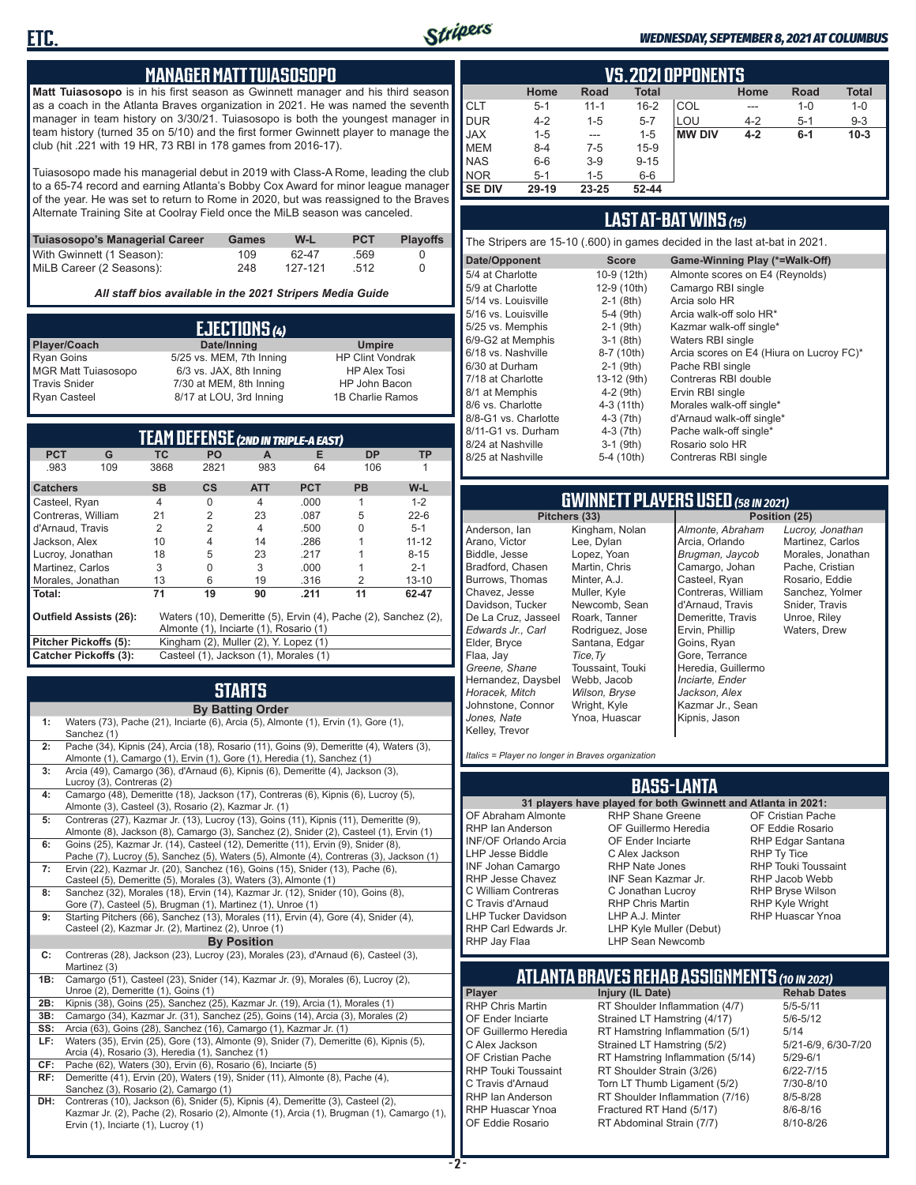## MANAGER MATT TUIASOSOPO

**Matt Tuiasosopo** is in his first season as Gwinnett manager and his third season as a coach in the Atlanta Braves organization in 2021. He was named the seventh manager in team history on 3/30/21. Tuiasosopo is both the youngest manager in team history (turned 35 on 5/10) and the first former Gwinnett player to manage the club (hit .221 with 19 HR, 73 RBI in 178 games from 2016-17).

Tuiasosopo made his managerial debut in 2019 with Class-A Rome, leading the club to a 65-74 record and earning Atlanta's Bobby Cox Award for minor league manager of the year. He was set to return to Rome in 2020, but was reassigned to the Braves Alternate Training Site at Coolray Field once the MiLB season was canceled.

| Tuiasosopo's Managerial Career | Games | W-L | PCT | Playoffs |
|---|---|---|---|---|
| With Gwinnett (1 Season): | 109 | 62-47 | .569 | 0 |
| MiLB Career (2 Seasons): | 248 | 127-121 | .512 | 0 |

*All staff bios available in the 2021 Stripers Media Guide*

## EJECTIONS (4)

| Player/Coach | Date/Inning | Umpire |
|---|---|---|
| Ryan Goins | 5/25 vs. MEM, 7th Inning | HP Clint Vondrak |
| MGR Matt Tuiasosopo | 6/3 vs. JAX, 8th Inning | HP Alex Tosi |
| Travis Snider | 7/30 at MEM, 8th Inning | HP John Bacon |
| Ryan Casteel | 8/17 at LOU, 3rd Inning | 1B Charlie Ramos |

## TEAM DEFENSE (2ND IN TRIPLE-A EAST)

| PCT | G | TC | PO | A | E | DP | TP |
|---|---|---|---|---|---|---|---|
| .983 | 109 | 3868 | 2821 | 983 | 64 | 106 | 1 |

| Catchers | SB | CS | ATT | PCT | PB | W-L |
|---|---|---|---|---|---|---|
| Casteel, Ryan | 4 | 0 | 4 | .000 | 1 | 1-2 |
| Contreras, William | 21 | 2 | 23 | .087 | 5 | 22-6 |
| d'Arnaud, Travis | 2 | 2 | 4 | .500 | 0 | 5-1 |
| Jackson, Alex | 10 | 4 | 14 | .286 | 1 | 11-12 |
| Lucroy, Jonathan | 18 | 5 | 23 | .217 | 1 | 8-15 |
| Martinez, Carlos | 3 | 0 | 3 | .000 | 1 | 2-1 |
| Morales, Jonathan | 13 | 6 | 19 | .316 | 2 | 13-10 |
| **Total:** | 71 | 19 | 90 | .211 | 11 | 62-47 |

**Outfield Assists (26):** Waters (10), Demeritte (5), Ervin (4), Pache (2), Sanchez (2), Almonte (1), Inciarte (1), Rosario (1)

**Pitcher Pickoffs (5):** Kingham (2), Muller (2), Y. Lopez (1)

**Catcher Pickoffs (3):** Casteel (1), Jackson (1), Morales (1)

## STARTS

**By Batting Order**

| | |
|---|---|
| 1: | Waters (73), Pache (21), Inciarte (6), Arcia (5), Almonte (1), Ervin (1), Gore (1), Sanchez (1) |
| 2: | Pache (34), Kipnis (24), Arcia (18), Rosario (11), Goins (9), Demeritte (4), Waters (3), Almonte (1), Camargo (1), Ervin (1), Gore (1), Heredia (1), Sanchez (1) |
| 3: | Arcia (49), Camargo (36), d'Arnaud (6), Kipnis (6), Demeritte (4), Jackson (3), Lucroy (3), Contreras (2) |
| 4: | Camargo (48), Demeritte (18), Jackson (17), Contreras (6), Kipnis (6), Lucroy (5), Almonte (3), Casteel (3), Rosario (2), Kazmar Jr. (1) |
| 5: | Contreras (27), Kazmar Jr. (13), Lucroy (13), Goins (11), Kipnis (11), Demeritte (9), Almonte (8), Jackson (8), Camargo (3), Sanchez (2), Snider (2), Casteel (1), Ervin (1) |
| 6: | Goins (25), Kazmar Jr. (14), Casteel (12), Demeritte (11), Ervin (9), Snider (8), Pache (7), Lucroy (5), Sanchez (5), Waters (5), Almonte (4), Contreras (3), Jackson (1) |
| 7: | Ervin (22), Kazmar Jr. (20), Sanchez (16), Goins (15), Snider (13), Pache (6), Casteel (5), Demeritte (5), Morales (3), Waters (3), Almonte (1) |
| 8: | Sanchez (32), Morales (18), Ervin (14), Kazmar Jr. (12), Snider (10), Goins (8), Gore (7), Casteel (5), Brugman (1), Martinez (1), Unroe (1) |
| 9: | Starting Pitchers (66), Sanchez (13), Morales (11), Ervin (4), Gore (4), Snider (4), Casteel (2), Kazmar Jr. (2), Martinez (2), Unroe (1) |

**By Position**

| | |
|---|---|
| C: | Contreras (28), Jackson (23), Lucroy (23), Morales (23), d'Arnaud (6), Casteel (3), Martinez (3) |
| 1B: | Camargo (51), Casteel (23), Snider (14), Kazmar Jr. (9), Morales (6), Lucroy (2), Unroe (2), Demeritte (1), Goins (1) |
| 2B: | Kipnis (38), Goins (25), Sanchez (25), Kazmar Jr. (19), Arcia (1), Morales (1) |
| 3B: | Camargo (34), Kazmar Jr. (31), Sanchez (25), Goins (14), Arcia (3), Morales (2) |
| SS: | Arcia (63), Goins (28), Sanchez (16), Camargo (1), Kazmar Jr. (1) |
| LF: | Waters (35), Ervin (25), Gore (13), Almonte (9), Snider (7), Demeritte (6), Kipnis (5), Arcia (4), Rosario (3), Heredia (1), Sanchez (1) |
| CF: | Pache (62), Waters (30), Ervin (6), Rosario (6), Inciarte (5) |
| RF: | Demeritte (41), Ervin (20), Waters (19), Snider (11), Almonte (8), Pache (4), Sanchez (3), Rosario (2), Camargo (1) |
| DH: | Contreras (10), Jackson (6), Snider (5), Kipnis (4), Demeritte (3), Casteel (2), Kazmar Jr. (2), Pache (2), Rosario (2), Almonte (1), Arcia (1), Brugman (1), Camargo (1), Ervin (1), Inciarte (1), Lucroy (1) |

## VS. 2021 OPPONENTS

| | Home | Road | Total | | Home | Road | Total |
|---|---|---|---|---|---|---|---|
| CLT | 5-1 | 11-1 | 16-2 | COL | --- | 1-0 | 1-0 |
| DUR | 4-2 | 1-5 | 5-7 | LOU | 4-2 | 5-1 | 9-3 |
| JAX | 1-5 | --- | 1-5 | **MW DIV** | **4-2** | **6-1** | **10-3** |
| MEM | 8-4 | 7-5 | 15-9 | | | | |
| NAS | 6-6 | 3-9 | 9-15 | | | | |
| NOR | 5-1 | 1-5 | 6-6 | | | | |
| **SE DIV** | **29-19** | **23-25** | **52-44** | | | | |

## LAST AT-BAT WINS (15)

The Stripers are 15-10 (.600) in games decided in the last at-bat in 2021.

| Date/Opponent | Score | Game-Winning Play (*=Walk-Off) |
|---|---|---|
| 5/4 at Charlotte | 10-9 (12th) | Almonte scores on E4 (Reynolds) |
| 5/9 at Charlotte | 12-9 (10th) | Camargo RBI single |
| 5/14 vs. Louisville | 2-1 (8th) | Arcia solo HR |
| 5/16 vs. Louisville | 5-4 (9th) | Arcia walk-off solo HR* |
| 5/25 vs. Memphis | 2-1 (9th) | Kazmar walk-off single* |
| 6/9-G2 at Memphis | 3-1 (8th) | Waters RBI single |
| 6/18 vs. Nashville | 8-7 (10th) | Arcia scores on E4 (Hiura on Lucroy FC)* |
| 6/30 at Durham | 2-1 (9th) | Pache RBI single |
| 7/18 at Charlotte | 13-12 (9th) | Contreras RBI double |
| 8/1 at Memphis | 4-2 (9th) | Ervin RBI single |
| 8/6 vs. Charlotte | 4-3 (11th) | Morales walk-off single* |
| 8/8-G1 vs. Charlotte | 4-3 (7th) | d'Arnaud walk-off single* |
| 8/11-G1 vs. Durham | 4-3 (7th) | Pache walk-off single* |
| 8/24 at Nashville | 3-1 (9th) | Rosario solo HR |
| 8/25 at Nashville | 5-4 (10th) | Contreras RBI single |

## GWINNETT PLAYERS USED (58 IN 2021)

**Pitchers (33)**

Anderson, Ian
Arano, Victor
Biddle, Jesse
Bradford, Chasen
Burrows, Thomas
Chavez, Jesse
Davidson, Tucker
De La Cruz, Jasseel
*Edwards Jr., Carl*
Elder, Bryce
Flaa, Jay
*Greene, Shane*
Hernandez, Daysbel
*Horacek, Mitch*
Johnstone, Connor
*Jones, Nate*
Kelley, Trevor
Kingham, Nolan
Lee, Dylan
Lopez, Yoan
Martin, Chris
Minter, A.J.
Muller, Kyle
Newcomb, Sean
Roark, Tanner
Rodriguez, Jose
Santana, Edgar
*Tice, Ty*
Toussaint, Touki
Webb, Jacob
*Wilson, Bryse*
Wright, Kyle
Ynoa, Huascar

**Position (25)**

*Almonte, Abraham*
Arcia, Orlando
*Brugman, Jaycob*
Camargo, Johan
Casteel, Ryan
Contreras, William
d'Arnaud, Travis
Demeritte, Travis
Ervin, Phillip
Goins, Ryan
Gore, Terrance
Heredia, Guillermo
*Inciarte, Ender*
*Jackson, Alex*
Kazmar Jr., Sean
Kipnis, Jason
*Lucroy, Jonathan*
Martinez, Carlos
Morales, Jonathan
Pache, Cristian
Rosario, Eddie
Sanchez, Yolmer
Snider, Travis
Unroe, Riley
Waters, Drew

*Italics = Player no longer in Braves organization*

## BASS-LANTA

**31 players have played for both Gwinnett and Atlanta in 2021:**

OF Abraham Almonte
RHP Ian Anderson
INF/OF Orlando Arcia
LHP Jesse Biddle
INF Johan Camargo
RHP Jesse Chavez
C William Contreras
C Travis d'Arnaud
LHP Tucker Davidson
RHP Carl Edwards Jr.
RHP Jay Flaa
RHP Shane Greene
OF Guillermo Heredia
OF Ender Inciarte
C Alex Jackson
RHP Nate Jones
INF Sean Kazmar Jr.
C Jonathan Lucroy
RHP Chris Martin
LHP A.J. Minter
LHP Kyle Muller (Debut)
LHP Sean Newcomb
OF Cristian Pache
OF Eddie Rosario
RHP Edgar Santana
RHP Ty Tice
RHP Touki Toussaint
RHP Jacob Webb
RHP Bryse Wilson
RHP Kyle Wright
RHP Huascar Ynoa

## ATLANTA BRAVES REHAB ASSIGNMENTS (10 IN 2021)

| Player | Injury (IL Date) | Rehab Dates |
|---|---|---|
| RHP Chris Martin | RT Shoulder Inflammation (4/7) | 5/5-5/11 |
| OF Ender Inciarte | Strained LT Hamstring (4/17) | 5/6-5/12 |
| OF Guillermo Heredia | RT Hamstring Inflammation (5/1) | 5/14 |
| C Alex Jackson | Strained LT Hamstring (5/2) | 5/21-6/9, 6/30-7/20 |
| OF Cristian Pache | RT Hamstring Inflammation (5/14) | 5/29-6/1 |
| RHP Touki Toussaint | RT Shoulder Strain (3/26) | 6/22-7/15 |
| C Travis d'Arnaud | Torn LT Thumb Ligament (5/2) | 7/30-8/10 |
| RHP Ian Anderson | RT Shoulder Inflammation (7/16) | 8/5-8/28 |
| RHP Huascar Ynoa | Fractured RT Hand (5/17) | 8/6-8/16 |
| OF Eddie Rosario | RT Abdominal Strain (7/7) | 8/10-8/26 |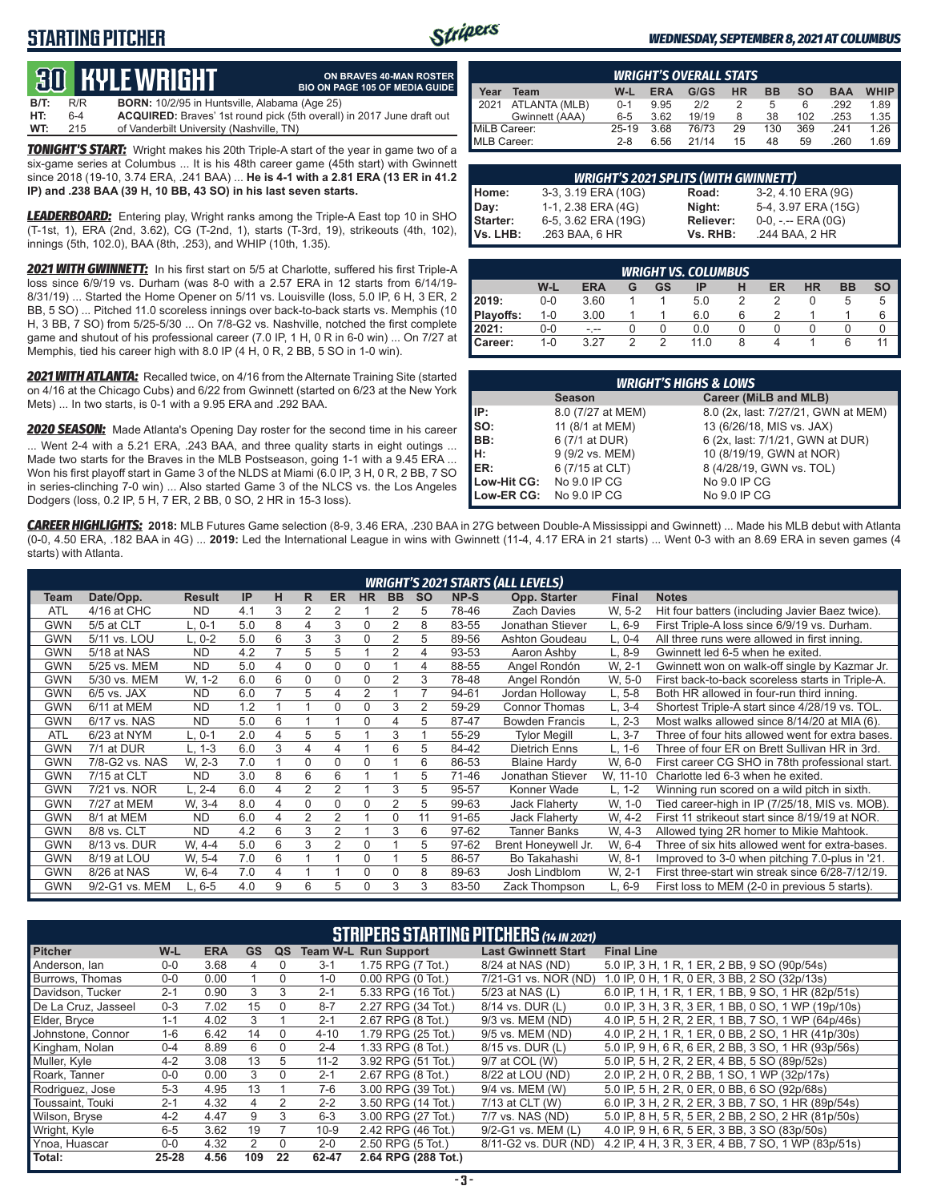# STARTING PITCHER

*WEDNESDAY, SEPTEMBER 8, 2021 AT COLUMBUS*

## 30 KYLE WRIGHT

**ON BRAVES 40-MAN ROSTER**
**BIO ON PAGE 105 OF MEDIA GUIDE**

**B/T:** R/R **BORN:** 10/2/95 in Huntsville, Alabama (Age 25)
**HT:** 6-4 **ACQUIRED:** Braves' 1st round pick (5th overall) in 2017 June draft out
**WT:** 215 of Vanderbilt University (Nashville, TN)

***TONIGHT'S START:*** Wright makes his 20th Triple-A start of the year in game two of a six-game series at Columbus ... It is his 48th career game (45th start) with Gwinnett since 2018 (19-10, 3.74 ERA, .241 BAA) ... **He is 4-1 with a 2.81 ERA (13 ER in 41.2 IP) and .238 BAA (39 H, 10 BB, 43 SO) in his last seven starts.**

***LEADERBOARD:*** Entering play, Wright ranks among the Triple-A East top 10 in SHO (T-1st, 1), ERA (2nd, 3.62), CG (T-2nd, 1), starts (T-3rd, 19), strikeouts (4th, 102), innings (5th, 102.0), BAA (8th, .253), and WHIP (10th, 1.35).

***2021 WITH GWINNETT:*** In his first start on 5/5 at Charlotte, suffered his first Triple-A loss since 6/9/19 vs. Durham (was 8-0 with a 2.57 ERA in 12 starts from 6/14/19-8/31/19) ... Started the Home Opener on 5/11 vs. Louisville (loss, 5.0 IP, 6 H, 3 ER, 2 BB, 5 SO) ... Pitched 11.0 scoreless innings over back-to-back starts vs. Memphis (10 H, 3 BB, 7 SO) from 5/25-5/30 ... On 7/8-G2 vs. Nashville, notched the first complete game and shutout of his professional career (7.0 IP, 1 H, 0 R in 6-0 win) ... On 7/27 at Memphis, tied his career high with 8.0 IP (4 H, 0 R, 2 BB, 5 SO in 1-0 win).

***2021 WITH ATLANTA:*** Recalled twice, on 4/16 from the Alternate Training Site (started on 4/16 at the Chicago Cubs) and 6/22 from Gwinnett (started on 6/23 at the New York Mets) ... In two starts, is 0-1 with a 9.95 ERA and .292 BAA.

***2020 SEASON:*** Made Atlanta's Opening Day roster for the second time in his career ... Went 2-4 with a 5.21 ERA, .243 BAA, and three quality starts in eight outings ... Made two starts for the Braves in the MLB Postseason, going 1-1 with a 9.45 ERA ... Won his first playoff start in Game 3 of the NLDS at Miami (6.0 IP, 3 H, 0 R, 2 BB, 7 SO in series-clinching 7-0 win) ... Also started Game 3 of the NLCS vs. the Los Angeles Dodgers (loss, 0.2 IP, 5 H, 7 ER, 2 BB, 0 SO, 2 HR in 15-3 loss).

| *WRIGHT'S OVERALL STATS* | | | | | | | | | |
|---|---|---|---|---|---|---|---|---|---|
| **Year Team** | **W-L** | **ERA** | **G/GS** | **HR** | **BB** | **SO** | **BAA** | **WHIP** |
| 2021 ATLANTA (MLB) | 0-1 | 9.95 | 2/2 | 2 | 5 | 6 | .292 | 1.89 |
| Gwinnett (AAA) | 6-5 | 3.62 | 19/19 | 8 | 38 | 102 | .253 | 1.35 |
| MiLB Career: | 25-19 | 3.68 | 76/73 | 29 | 130 | 369 | .241 | 1.26 |
| MLB Career: | 2-8 | 6.56 | 21/14 | 15 | 48 | 59 | .260 | 1.69 |

| *WRIGHT'S 2021 SPLITS (WITH GWINNETT)* | | | |
|---|---|---|---|
| **Home:** | 3-3, 3.19 ERA (10G) | **Road:** | 3-2, 4.10 ERA (9G) |
| **Day:** | 1-1, 2.38 ERA (4G) | **Night:** | 5-4, 3.97 ERA (15G) |
| **Starter:** | 6-5, 3.62 ERA (19G) | **Reliever:** | 0-0, -.-- ERA (0G) |
| **Vs. LHB:** | .263 BAA, 6 HR | **Vs. RHB:** | .244 BAA, 2 HR |

| *WRIGHT VS. COLUMBUS* | W-L | ERA | G | GS | IP | H | ER | HR | BB | SO |
|---|---|---|---|---|---|---|---|---|---|---|
| **2019:** | 0-0 | 3.60 | 1 | 1 | 5.0 | 2 | 2 | 0 | 5 | 5 |
| **Playoffs:** | 1-0 | 3.00 | 1 | 1 | 6.0 | 6 | 2 | 1 | 1 | 6 |
| **2021:** | 0-0 | -.-- | 0 | 0 | 0.0 | 0 | 0 | 0 | 0 | 0 |
| **Career:** | 1-0 | 3.27 | 2 | 2 | 11.0 | 8 | 4 | 1 | 6 | 11 |

| *WRIGHT'S HIGHS & LOWS* | Season | Career (MiLB and MLB) |
|---|---|---|
| **IP:** | 8.0 (7/27 at MEM) | 8.0 (2x, last: 7/27/21, GWN at MEM) |
| **SO:** | 11 (8/1 at MEM) | 13 (6/26/18, MIS vs. JAX) |
| **BB:** | 6 (7/1 at DUR) | 6 (2x, last: 7/1/21, GWN at DUR) |
| **H:** | 9 (9/2 vs. MEM) | 10 (8/19/19, GWN at NOR) |
| **ER:** | 6 (7/15 at CLT) | 8 (4/28/19, GWN vs. TOL) |
| **Low-Hit CG:** | No 9.0 IP CG | No 9.0 IP CG |
| **Low-ER CG:** | No 9.0 IP CG | No 9.0 IP CG |

***CAREER HIGHLIGHTS:*** **2018:** MLB Futures Game selection (8-9, 3.46 ERA, .230 BAA in 27G between Double-A Mississippi and Gwinnett) ... Made his MLB debut with Atlanta (0-0, 4.50 ERA, .182 BAA in 4G) ... **2019:** Led the International League in wins with Gwinnett (11-4, 4.17 ERA in 21 starts) ... Went 0-3 with an 8.69 ERA in seven games (4 starts) with Atlanta.

### *WRIGHT'S 2021 STARTS (ALL LEVELS)*

| Team | Date/Opp. | Result | IP | H | R | ER | HR | BB | SO | NP-S | Opp. Starter | Final | Notes |
|---|---|---|---|---|---|---|---|---|---|---|---|---|---|
| ATL | 4/16 at CHC | ND | 4.1 | 3 | 2 | 2 | 1 | 2 | 5 | 78-46 | Zach Davies | W, 5-2 | Hit four batters (including Javier Baez twice). |
| GWN | 5/5 at CLT | L, 0-1 | 5.0 | 8 | 4 | 3 | 0 | 2 | 8 | 83-55 | Jonathan Stiever | L, 6-9 | First Triple-A loss since 6/9/19 vs. Durham. |
| GWN | 5/11 vs. LOU | L, 0-2 | 5.0 | 6 | 3 | 3 | 0 | 2 | 5 | 89-56 | Ashton Goudeau | L, 0-4 | All three runs were allowed in first inning. |
| GWN | 5/18 at NAS | ND | 4.2 | 7 | 5 | 5 | 1 | 2 | 4 | 93-53 | Aaron Ashby | L, 8-9 | Gwinnett led 6-5 when he exited. |
| GWN | 5/25 vs. MEM | ND | 5.0 | 4 | 0 | 0 | 0 | 1 | 4 | 88-55 | Angel Rondón | W, 2-1 | Gwinnett won on walk-off single by Kazmar Jr. |
| GWN | 5/30 vs. MEM | W, 1-2 | 6.0 | 6 | 0 | 0 | 0 | 2 | 3 | 78-48 | Angel Rondón | W, 5-0 | First back-to-back scoreless starts in Triple-A. |
| GWN | 6/5 vs. JAX | ND | 6.0 | 7 | 5 | 4 | 2 | 1 | 7 | 94-61 | Jordan Holloway | L, 5-8 | Both HR allowed in four-run third inning. |
| GWN | 6/11 at MEM | ND | 1.2 | 1 | 1 | 0 | 0 | 3 | 2 | 59-29 | Connor Thomas | L, 3-4 | Shortest Triple-A start since 4/28/19 vs. TOL. |
| GWN | 6/17 vs. NAS | ND | 5.0 | 6 | 1 | 1 | 0 | 4 | 5 | 87-47 | Bowden Francis | L, 2-3 | Most walks allowed since 8/14/20 at MIA (6). |
| ATL | 6/23 at NYM | L, 0-1 | 2.0 | 4 | 5 | 5 | 1 | 3 | 1 | 55-29 | Tylor Megill | L, 3-7 | Three of four hits allowed went for extra bases. |
| GWN | 7/1 at DUR | L, 1-3 | 6.0 | 3 | 4 | 4 | 1 | 6 | 5 | 84-42 | Dietrich Enns | L, 1-6 | Three of four ER on Brett Sullivan HR in 3rd. |
| GWN | 7/8-G2 vs. NAS | W, 2-3 | 7.0 | 1 | 0 | 0 | 0 | 1 | 6 | 86-53 | Blaine Hardy | W, 6-0 | First career CG SHO in 78th professional start. |
| GWN | 7/15 at CLT | ND | 3.0 | 8 | 6 | 6 | 1 | 1 | 5 | 71-46 | Jonathan Stiever | W, 11-10 | Charlotte led 6-3 when he exited. |
| GWN | 7/21 vs. NOR | L, 2-4 | 6.0 | 4 | 2 | 2 | 1 | 3 | 5 | 95-57 | Konner Wade | L, 1-2 | Winning run scored on a wild pitch in sixth. |
| GWN | 7/27 at MEM | W, 3-4 | 8.0 | 4 | 0 | 0 | 0 | 2 | 5 | 99-63 | Jack Flaherty | W, 1-0 | Tied career-high in IP (7/25/18, MIS vs. MOB). |
| GWN | 8/1 at MEM | ND | 6.0 | 4 | 2 | 2 | 1 | 0 | 11 | 91-65 | Jack Flaherty | W, 4-2 | First 11 strikeout start since 8/19/19 at NOR. |
| GWN | 8/8 vs. CLT | ND | 4.2 | 6 | 3 | 2 | 1 | 3 | 6 | 97-62 | Tanner Banks | W, 4-3 | Allowed tying 2R homer to Mikie Mahtook. |
| GWN | 8/13 vs. DUR | W, 4-4 | 5.0 | 6 | 3 | 2 | 0 | 1 | 5 | 97-62 | Brent Honeywell Jr. | W, 6-4 | Three of six hits allowed went for extra-bases. |
| GWN | 8/19 at LOU | W, 5-4 | 7.0 | 6 | 1 | 1 | 0 | 1 | 5 | 86-57 | Bo Takahashi | W, 8-1 | Improved to 3-0 when pitching 7.0-plus in '21. |
| GWN | 8/26 at NAS | W, 6-4 | 7.0 | 4 | 1 | 1 | 0 | 0 | 8 | 89-63 | Josh Lindblom | W, 2-1 | First three-start win streak since 6/28-7/12/19. |
| GWN | 9/2-G1 vs. MEM | L, 6-5 | 4.0 | 9 | 6 | 5 | 0 | 3 | 3 | 83-50 | Zack Thompson | L, 6-9 | First loss to MEM (2-0 in previous 5 starts). |

### STRIPERS STARTING PITCHERS *(14 IN 2021)*

| Pitcher | W-L | ERA | GS | QS | Team W-L | Run Support | Last Gwinnett Start | Final Line |
|---|---|---|---|---|---|---|---|---|
| Anderson, Ian | 0-0 | 3.68 | 4 | 0 | 3-1 | 1.75 RPG (7 Tot.) | 8/24 at NAS (ND) | 5.0 IP, 3 H, 1 R, 1 ER, 2 BB, 9 SO (90p/54s) |
| Burrows, Thomas | 0-0 | 0.00 | 1 | 0 | 1-0 | 0.00 RPG (0 Tot.) | 7/21-G1 vs. NOR (ND) | 1.0 IP, 0 H, 1 R, 0 ER, 3 BB, 2 SO (32p/13s) |
| Davidson, Tucker | 2-1 | 0.90 | 3 | 3 | 2-1 | 5.33 RPG (16 Tot.) | 5/23 at NAS (L) | 6.0 IP, 1 H, 1 R, 1 ER, 1 BB, 9 SO, 1 HR (82p/51s) |
| De La Cruz, Jasseel | 0-3 | 7.02 | 15 | 0 | 8-7 | 2.27 RPG (34 Tot.) | 8/14 vs. DUR (L) | 0.0 IP, 3 H, 3 R, 3 ER, 1 BB, 0 SO, 1 WP (19p/10s) |
| Elder, Bryce | 1-1 | 4.02 | 3 | 1 | 2-1 | 2.67 RPG (8 Tot.) | 9/3 vs. MEM (ND) | 4.0 IP, 5 H, 2 R, 2 ER, 1 BB, 7 SO, 1 WP (64p/46s) |
| Johnstone, Connor | 1-6 | 6.42 | 14 | 0 | 4-10 | 1.79 RPG (25 Tot.) | 9/5 vs. MEM (ND) | 4.0 IP, 2 H, 1 R, 1 ER, 0 BB, 2 SO, 1 HR (41p/30s) |
| Kingham, Nolan | 0-4 | 8.89 | 6 | 0 | 2-4 | 1.33 RPG (8 Tot.) | 8/15 vs. DUR (L) | 5.0 IP, 9 H, 6 R, 6 ER, 2 BB, 3 SO, 1 HR (93p/56s) |
| Muller, Kyle | 4-2 | 3.08 | 13 | 5 | 11-2 | 3.92 RPG (51 Tot.) | 9/7 at COL (W) | 5.0 IP, 5 H, 2 R, 2 ER, 4 BB, 5 SO (89p/52s) |
| Roark, Tanner | 0-0 | 0.00 | 3 | 0 | 2-1 | 2.67 RPG (8 Tot.) | 8/22 at LOU (ND) | 2.0 IP, 2 H, 0 R, 2 BB, 1 SO, 1 WP (32p/17s) |
| Rodriguez, Jose | 5-3 | 4.95 | 13 | 1 | 7-6 | 3.00 RPG (39 Tot.) | 9/4 vs. MEM (W) | 5.0 IP, 5 H, 2 R, 0 ER, 0 BB, 6 SO (92p/68s) |
| Toussaint, Touki | 2-1 | 4.32 | 4 | 2 | 2-2 | 3.50 RPG (14 Tot.) | 7/13 at CLT (W) | 6.0 IP, 3 H, 2 R, 2 ER, 3 BB, 7 SO, 1 HR (89p/54s) |
| Wilson, Bryse | 4-2 | 4.47 | 9 | 3 | 6-3 | 3.00 RPG (27 Tot.) | 7/7 vs. NAS (ND) | 5.0 IP, 8 H, 5 R, 5 ER, 2 BB, 2 SO, 2 HR (81p/50s) |
| Wright, Kyle | 6-5 | 3.62 | 19 | 7 | 10-9 | 2.42 RPG (46 Tot.) | 9/2-G1 vs. MEM (L) | 4.0 IP, 9 H, 6 R, 5 ER, 3 BB, 3 SO (83p/50s) |
| Ynoa, Huascar | 0-0 | 4.32 | 2 | 0 | 2-0 | 2.50 RPG (5 Tot.) | 8/11-G2 vs. DUR (ND) | 4.2 IP, 4 H, 3 R, 3 ER, 4 BB, 7 SO, 1 WP (83p/51s) |
| **Total:** | **25-28** | **4.56** | **109** | **22** | **62-47** | **2.64 RPG (288 Tot.)** | | |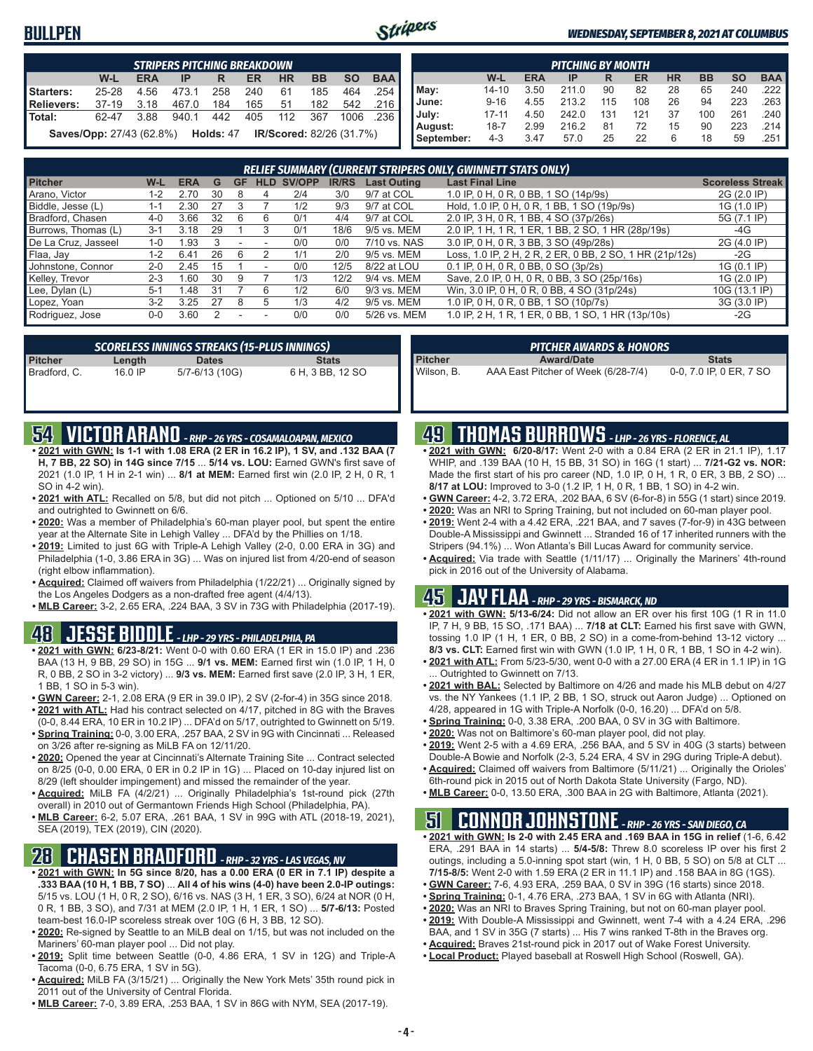# BULLPEN

### STRIPERS PITCHING BREAKDOWN

| | W-L | ERA | IP | R | ER | HR | BB | SO | BAA |
|---|---|---|---|---|---|---|---|---|---|
| Starters: | 25-28 | 4.56 | 473.1 | 258 | 240 | 61 | 185 | 464 | .254 |
| Relievers: | 37-19 | 3.18 | 467.0 | 184 | 165 | 51 | 182 | 542 | .216 |
| Total: | 62-47 | 3.88 | 940.1 | 442 | 405 | 112 | 367 | 1006 | .236 |

**Saves/Opp:** 27/43 (62.8%) **Holds:** 47 **IR/Scored:** 82/26 (31.7%)

### PITCHING BY MONTH

| | W-L | ERA | IP | R | ER | HR | BB | SO | BAA |
|---|---|---|---|---|---|---|---|---|---|
| May: | 14-10 | 3.50 | 211.0 | 90 | 82 | 28 | 65 | 240 | .222 |
| June: | 9-16 | 4.55 | 213.2 | 115 | 108 | 26 | 94 | 223 | .263 |
| July: | 17-11 | 4.50 | 242.0 | 131 | 121 | 37 | 100 | 261 | .240 |
| August: | 18-7 | 2.99 | 216.2 | 81 | 72 | 15 | 90 | 223 | .214 |
| September: | 4-3 | 3.47 | 57.0 | 25 | 22 | 6 | 18 | 59 | .251 |

### RELIEF SUMMARY (CURRENT STRIPERS ONLY, GWINNETT STATS ONLY)

| Pitcher | W-L | ERA | G | GF | HLD | SV/OPP | IR/RS | Last Outing | Last Final Line | Scoreless Streak |
|---|---|---|---|---|---|---|---|---|---|---|
| Arano, Victor | 1-2 | 2.70 | 30 | 8 | 4 | 2/4 | 3/0 | 9/7 at COL | 1.0 IP, 0 H, 0 R, 0 BB, 1 SO (14p/9s) | 2G (2.0 IP) |
| Biddle, Jesse (L) | 1-1 | 2.30 | 27 | 3 | 7 | 1/2 | 9/3 | 9/7 at COL | Hold, 1.0 IP, 0 H, 0 R, 1 BB, 1 SO (19p/9s) | 1G (1.0 IP) |
| Bradford, Chasen | 4-0 | 3.66 | 32 | 6 | 6 | 0/1 | 4/4 | 9/7 at COL | 2.0 IP, 3 H, 0 R, 1 BB, 4 SO (37p/26s) | 5G (7.1 IP) |
| Burrows, Thomas (L) | 3-1 | 3.18 | 29 | 1 | 3 | 0/1 | 18/6 | 9/5 vs. MEM | 2.0 IP, 1 H, 1 R, 1 ER, 1 BB, 2 SO, 1 HR (28p/19s) | -4G |
| De La Cruz, Jasseel | 1-0 | 1.93 | 3 | - | - | 0/0 | 0/0 | 7/10 vs. NAS | 3.0 IP, 0 H, 0 R, 3 BB, 3 SO (49p/28s) | 2G (4.0 IP) |
| Flaa, Jay | 1-2 | 6.41 | 26 | 6 | 2 | 1/1 | 2/0 | 9/5 vs. MEM | Loss, 1.0 IP, 2 H, 2 R, 2 ER, 0 BB, 2 SO, 1 HR (21p/12s) | -2G |
| Johnstone, Connor | 2-0 | 2.45 | 15 | 1 | - | 0/0 | 12/5 | 8/22 at LOU | 0.1 IP, 0 H, 0 R, 0 BB, 0 SO (3p/2s) | 1G (0.1 IP) |
| Kelley, Trevor | 2-3 | 1.60 | 30 | 9 | 7 | 1/3 | 12/2 | 9/4 vs. MEM | Save, 2.0 IP, 0 H, 0 R, 0 BB, 3 SO (25p/16s) | 1G (2.0 IP) |
| Lee, Dylan (L) | 5-1 | 1.48 | 31 | 7 | 6 | 1/2 | 6/0 | 9/3 vs. MEM | Win, 3.0 IP, 0 H, 0 R, 0 BB, 4 SO (31p/24s) | 10G (13.1 IP) |
| Lopez, Yoan | 3-2 | 3.25 | 27 | 8 | 5 | 1/3 | 4/2 | 9/5 vs. MEM | 1.0 IP, 0 H, 0 R, 0 BB, 1 SO (10p/7s) | 3G (3.0 IP) |
| Rodriguez, Jose | 0-0 | 3.60 | 2 | - | - | 0/0 | 0/0 | 5/26 vs. MEM | 1.0 IP, 2 H, 1 R, 1 ER, 0 BB, 1 SO, 1 HR (13p/10s) | -2G |

### SCORELESS INNINGS STREAKS (15-PLUS INNINGS)

| Pitcher | Length | Dates | Stats |
|---|---|---|---|
| Bradford, C. | 16.0 IP | 5/7-6/13 (10G) | 6 H, 3 BB, 12 SO |

### PITCHER AWARDS & HONORS

| Pitcher | Award/Date | Stats |
|---|---|---|
| Wilson, B. | AAA East Pitcher of Week (6/28-7/4) | 0-0, 7.0 IP, 0 ER, 7 SO |

## 54 VICTOR ARANO - RHP - 26 YRS - COSAMALOAPAN, MEXICO

- **2021 with GWN: Is 1-1 with 1.08 ERA (2 ER in 16.2 IP), 1 SV, and .132 BAA (7 H, 7 BB, 22 SO) in 14G since 7/15** ... **5/14 vs. LOU:** Earned GWN's first save of 2021 (1.0 IP, 1 H in 2-1 win) ... **8/1 at MEM:** Earned first win (2.0 IP, 2 H, 0 R, 1 SO in 4-2 win).
- **2021 with ATL:** Recalled on 5/8, but did not pitch ... Optioned on 5/10 ... DFA'd and outrighted to Gwinnett on 6/6.
- **2020:** Was a member of Philadelphia's 60-man player pool, but spent the entire year at the Alternate Site in Lehigh Valley ... DFA'd by the Phillies on 1/18.
- **2019:** Limited to just 6G with Triple-A Lehigh Valley (2-0, 0.00 ERA in 3G) and Philadelphia (1-0, 3.86 ERA in 3G) ... Was on injured list from 4/20-end of season (right elbow inflammation).
- **Acquired:** Claimed off waivers from Philadelphia (1/22/21) ... Originally signed by the Los Angeles Dodgers as a non-drafted free agent (4/4/13).
- **MLB Career:** 3-2, 2.65 ERA, .224 BAA, 3 SV in 73G with Philadelphia (2017-19).

## 48 JESSE BIDDLE - LHP - 29 YRS - PHILADELPHIA, PA

- **2021 with GWN:** 6/23-8/21: Went 0-0 with 0.60 ERA (1 ER in 15.0 IP) and .236 BAA (13 H, 9 BB, 29 SO) in 15G ... **9/1 vs. MEM:** Earned first win (1.0 IP, 1 H, 0 R, 0 BB, 2 SO in 3-2 victory) ... **9/3 vs. MEM:** Earned first save (2.0 IP, 3 H, 1 ER, 1 BB, 1 SO in 5-3 win).
- **GWN Career:** 2-1, 2.08 ERA (9 ER in 39.0 IP), 2 SV (2-for-4) in 35G since 2018.
- **2021 with ATL:** Had his contract selected on 4/17, pitched in 8G with the Braves (0-0, 8.44 ERA, 10 ER in 10.2 IP) ... DFA'd on 5/17, outrighted to Gwinnett on 5/19.
- **Spring Training:** 0-0, 3.00 ERA, .257 BAA, 2 SV in 9G with Cincinnati ... Released on 3/26 after re-signing as MiLB FA on 12/11/20.
- **2020:** Opened the year at Cincinnati's Alternate Training Site ... Contract selected on 8/25 (0-0, 0.00 ERA, 0 ER in 0.2 IP in 1G) ... Placed on 10-day injured list on 8/29 (left shoulder impingement) and missed the remainder of the year.
- **Acquired:** MiLB FA (4/2/21) ... Originally Philadelphia's 1st-round pick (27th overall) in 2010 out of Germantown Friends High School (Philadelphia, PA).
- **MLB Career:** 6-2, 5.07 ERA, .261 BAA, 1 SV in 99G with ATL (2018-19, 2021), SEA (2019), TEX (2019), CIN (2020).

## 28 CHASEN BRADFORD - RHP - 32 YRS - LAS VEGAS, NV

- **2021 with GWN: In 5G since 8/20, has a 0.00 ERA (0 ER in 7.1 IP) despite a .333 BAA (10 H, 1 BB, 7 SO)** ... **All 4 of his wins (4-0) have been 2.0-IP outings:** 5/15 vs. LOU (1 H, 0 R, 2 SO), 6/16 vs. NAS (3 H, 1 ER, 3 SO), 6/24 at NOR (0 H, 0 R, 1 BB, 3 SO), and 7/31 at MEM (2.0 IP, 1 H, 1 ER, 1 SO) ... **5/7-6/13:** Posted team-best 16.0-IP scoreless streak over 10G (6 H, 3 BB, 12 SO).
- **2020:** Re-signed by Seattle to an MiLB deal on 1/15, but was not included on the Mariners' 60-man player pool ... Did not play.
- **2019:** Split time between Seattle (0-0, 4.86 ERA, 1 SV in 12G) and Triple-A Tacoma (0-0, 6.75 ERA, 1 SV in 5G).
- **Acquired:** MiLB FA (3/15/21) ... Originally the New York Mets' 35th round pick in 2011 out of the University of Central Florida.
- **MLB Career:** 7-0, 3.89 ERA, .253 BAA, 1 SV in 86G with NYM, SEA (2017-19).

## 49 THOMAS BURROWS - LHP - 26 YRS - FLORENCE, AL

- **2021 with GWN: 6/20-8/17:** Went 2-0 with a 0.84 ERA (2 ER in 21.1 IP), 1.17 WHIP, and .139 BAA (10 H, 15 BB, 31 SO) in 16G (1 start) ... **7/21-G2 vs. NOR:** Made the first start of his pro career (ND, 1.0 IP, 0 H, 1 R, 0 ER, 3 BB, 2 SO) ... **8/17 at LOU:** Improved to 3-0 (1.2 IP, 1 H, 0 R, 1 BB, 1 SO) in 4-2 win.
- **GWN Career:** 4-2, 3.72 ERA, .202 BAA, 6 SV (6-for-8) in 55G (1 start) since 2019.
- **2020:** Was an NRI to Spring Training, but not included on 60-man player pool.
- **2019:** Went 2-4 with a 4.42 ERA, .221 BAA, and 7 saves (7-for-9) in 43G between Double-A Mississippi and Gwinnett ... Stranded 16 of 17 inherited runners with the Stripers (94.1%) ... Won Atlanta's Bill Lucas Award for community service.
- **Acquired:** Via trade with Seattle (1/11/17) ... Originally the Mariners' 4th-round pick in 2016 out of the University of Alabama.

## 45 JAY FLAA - RHP - 29 YRS - BISMARCK, ND

- **2021 with GWN: 5/13-6/24:** Did not allow an ER over his first 10G (1 R in 11.0 IP, 7 H, 9 BB, 15 SO, .171 BAA) ... **7/18 at CLT:** Earned his first save with GWN, tossing 1.0 IP (1 H, 1 ER, 0 BB, 2 SO) in a come-from-behind 13-12 victory ... **8/3 vs. CLT:** Earned first win with GWN (1.0 IP, 1 H, 0 R, 1 BB, 1 SO in 4-2 win).
- **2021 with ATL:** From 5/23-5/30, went 0-0 with a 27.00 ERA (4 ER in 1.1 IP) in 1G ... Outrighted to Gwinnett on 7/13.
- **2021 with BAL:** Selected by Baltimore on 4/26 and made his MLB debut on 4/27 vs. the NY Yankees (1.1 IP, 2 BB, 1 SO, struck out Aaron Judge) ... Optioned on 4/28, appeared in 1G with Triple-A Norfolk (0-0, 16.20) ... DFA'd on 5/8.
- **Spring Training:** 0-0, 3.38 ERA, .200 BAA, 0 SV in 3G with Baltimore.
- **2020:** Was not on Baltimore's 60-man player pool, did not play.
- **2019:** Went 2-5 with a 4.69 ERA, .256 BAA, and 5 SV in 40G (3 starts) between Double-A Bowie and Norfolk (2-3, 5.24 ERA, 4 SV in 29G during Triple-A debut).
- **Acquired:** Claimed off waivers from Baltimore (5/11/21) ... Originally the Orioles' 6th-round pick in 2015 out of North Dakota State University (Fargo, ND).
- **MLB Career:** 0-0, 13.50 ERA, .300 BAA in 2G with Baltimore, Atlanta (2021).

## 51 CONNOR JOHNSTONE - RHP - 26 YRS - SAN DIEGO, CA

- **2021 with GWN: Is 2-0 with 2.45 ERA and .169 BAA in 15G in relief** (1-6, 6.42 ERA, .291 BAA in 14 starts) ... **5/4-5/8:** Threw 8.0 scoreless IP over his first 2 outings, including a 5.0-inning spot start (win, 1 H, 0 BB, 5 SO) on 5/8 at CLT ... **7/15-8/5:** Went 2-0 with 1.59 ERA (2 ER in 11.1 IP) and .158 BAA in 8G (1GS).
- **GWN Career:** 7-6, 4.93 ERA, .259 BAA, 0 SV in 39G (16 starts) since 2018.
- **Spring Training:** 0-1, 4.76 ERA, .273 BAA, 1 SV in 6G with Atlanta (NRI).
- **2020:** Was an NRI to Braves Spring Training, but not on 60-man player pool.
- **2019:** With Double-A Mississippi and Gwinnett, went 7-4 with a 4.24 ERA, .296 BAA, and 1 SV in 35G (7 starts) ... His 7 wins ranked T-8th in the Braves org.
- **Acquired:** Braves 21st-round pick in 2017 out of Wake Forest University.
- **Local Product:** Played baseball at Roswell High School (Roswell, GA).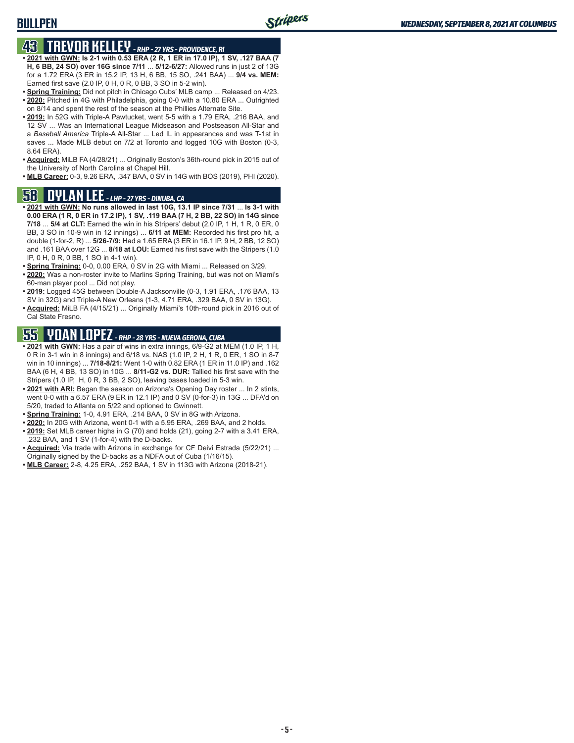## 43 TREVOR KELLEY - *RHP - 27 YRS - PROVIDENCE, RI*

- **2021 with GWN: Is 2-1 with 0.53 ERA (2 R, 1 ER in 17.0 IP), 1 SV, .127 BAA (7 H, 6 BB, 24 SO) over 16G since 7/11** ... **5/12-6/27:** Allowed runs in just 2 of 13G for a 1.72 ERA (3 ER in 15.2 IP, 13 H, 6 BB, 15 SO, .241 BAA) ... **9/4 vs. MEM:** Earned first save (2.0 IP, 0 H, 0 R, 0 BB, 3 SO in 5-2 win).
- **Spring Training:** Did not pitch in Chicago Cubs' MLB camp ... Released on 4/23.
- **2020:** Pitched in 4G with Philadelphia, going 0-0 with a 10.80 ERA ... Outrighted on 8/14 and spent the rest of the season at the Phillies Alternate Site.
- **2019:** In 52G with Triple-A Pawtucket, went 5-5 with a 1.79 ERA, .216 BAA, and 12 SV ... Was an International League Midseason and Postseason All-Star and a *Baseball America* Triple-A All-Star ... Led IL in appearances and was T-1st in saves ... Made MLB debut on 7/2 at Toronto and logged 10G with Boston (0-3, 8.64 ERA).
- **Acquired:** MiLB FA (4/28/21) ... Originally Boston's 36th-round pick in 2015 out of the University of North Carolina at Chapel Hill.
- **MLB Career:** 0-3, 9.26 ERA, .347 BAA, 0 SV in 14G with BOS (2019), PHI (2020).

## 58 DYLAN LEE - *LHP - 27 YRS - DINUBA, CA*

- **2021 with GWN: No runs allowed in last 10G, 13.1 IP since 7/31** ... **Is 3-1 with 0.00 ERA (1 R, 0 ER in 17.2 IP), 1 SV, .119 BAA (7 H, 2 BB, 22 SO) in 14G since 7/18** ... **5/4 at CLT:** Earned the win in his Stripers' debut (2.0 IP, 1 H, 1 R, 0 ER, 0 BB, 3 SO in 10-9 win in 12 innings) ... **6/11 at MEM:** Recorded his first pro hit, a double (1-for-2, R) ... **5/26-7/9:** Had a 1.65 ERA (3 ER in 16.1 IP, 9 H, 2 BB, 12 SO) and .161 BAA over 12G ... **8/18 at LOU:** Earned his first save with the Stripers (1.0 IP, 0 H, 0 R, 0 BB, 1 SO in 4-1 win).
- **Spring Training:** 0-0, 0.00 ERA, 0 SV in 2G with Miami ... Released on 3/29.
- **2020:** Was a non-roster invite to Marlins Spring Training, but was not on Miami's 60-man player pool ... Did not play.
- **2019:** Logged 45G between Double-A Jacksonville (0-3, 1.91 ERA, .176 BAA, 13 SV in 32G) and Triple-A New Orleans (1-3, 4.71 ERA, .329 BAA, 0 SV in 13G).
- **Acquired:** MiLB FA (4/15/21) ... Originally Miami's 10th-round pick in 2016 out of Cal State Fresno.

## 55 YOAN LOPEZ - *RHP - 28 YRS - NUEVA GERONA, CUBA*

- **2021 with GWN:** Has a pair of wins in extra innings, 6/9-G2 at MEM (1.0 IP, 1 H, 0 R in 3-1 win in 8 innings) and 6/18 vs. NAS (1.0 IP, 2 H, 1 R, 0 ER, 1 SO in 8-7 win in 10 innings) ... **7/18-8/21:** Went 1-0 with 0.82 ERA (1 ER in 11.0 IP) and .162 BAA (6 H, 4 BB, 13 SO) in 10G ... **8/11-G2 vs. DUR:** Tallied his first save with the Stripers (1.0 IP, H, 0 R, 3 BB, 2 SO), leaving bases loaded in 5-3 win.
- **2021 with ARI:** Began the season on Arizona's Opening Day roster ... In 2 stints, went 0-0 with a 6.57 ERA (9 ER in 12.1 IP) and 0 SV (0-for-3) in 13G ... DFA'd on 5/20, traded to Atlanta on 5/22 and optioned to Gwinnett.
- **Spring Training:** 1-0, 4.91 ERA, .214 BAA, 0 SV in 8G with Arizona.
- **2020:** In 20G with Arizona, went 0-1 with a 5.95 ERA, .269 BAA, and 2 holds.
- **2019:** Set MLB career highs in G (70) and holds (21), going 2-7 with a 3.41 ERA, .232 BAA, and 1 SV (1-for-4) with the D-backs.
- **Acquired:** Via trade with Arizona in exchange for CF Deivi Estrada (5/22/21) ... Originally signed by the D-backs as a NDFA out of Cuba (1/16/15).
- **MLB Career:** 2-8, 4.25 ERA, .252 BAA, 1 SV in 113G with Arizona (2018-21).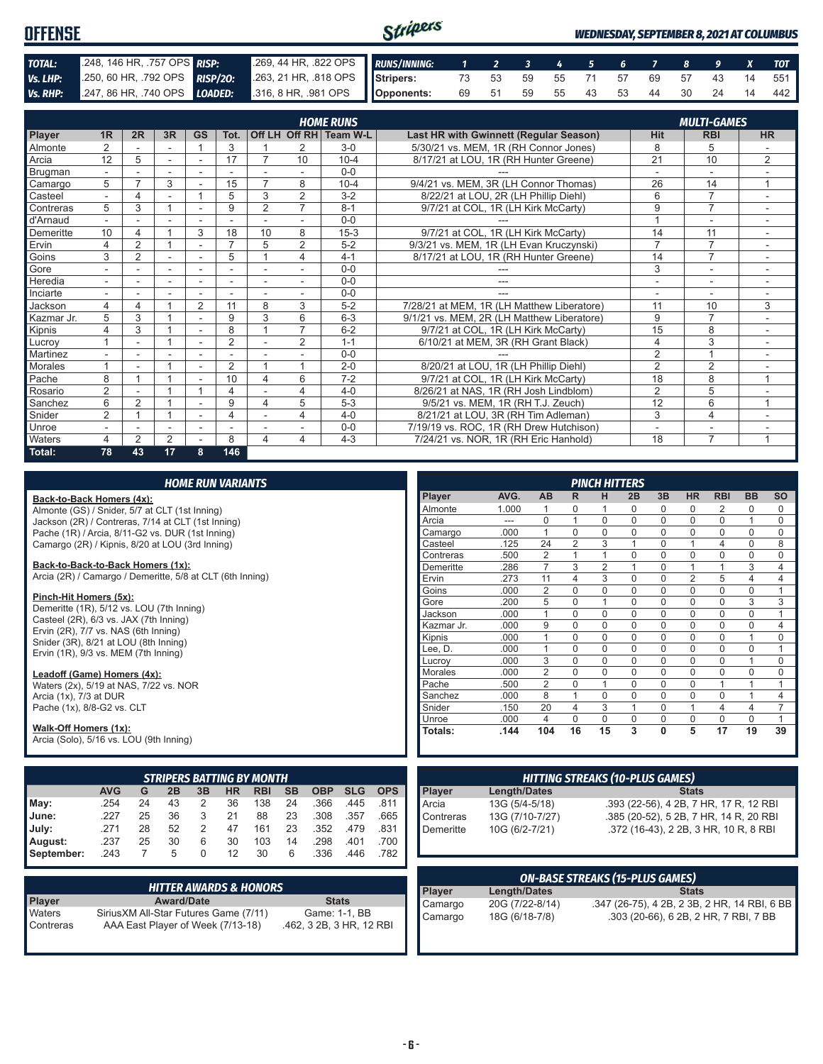# OFFENSE

*WEDNESDAY, SEPTEMBER 8, 2021 AT COLUMBUS*

| | | | |
|---|---|---|---|
| **TOTAL:** | .248, 146 HR, .757 OPS | **RISP:** | .269, 44 HR, .822 OPS |
| **Vs. LHP:** | .250, 60 HR, .792 OPS | **RISP/2O:** | .263, 21 HR, .818 OPS |
| **Vs. RHP:** | .247, 86 HR, .740 OPS | **LOADED:** | .316, 8 HR, .981 OPS |

| RUNS/INNING: | 1 | 2 | 3 | 4 | 5 | 6 | 7 | 8 | 9 | X | TOT |
|---|---|---|---|---|---|---|---|---|---|---|---|
| Stripers: | 73 | 53 | 59 | 55 | 71 | 57 | 69 | 57 | 43 | 14 | 551 |
| Opponents: | 69 | 51 | 59 | 55 | 43 | 53 | 44 | 30 | 24 | 14 | 442 |

## HOME RUNS / MULTI-GAMES

| Player | 1R | 2R | 3R | GS | Tot. | Off LH | Off RH | Team W-L | Last HR with Gwinnett (Regular Season) | Hit | RBI | HR |
|---|---|---|---|---|---|---|---|---|---|---|---|---|
| Almonte | 2 | - | - | 1 | 3 | 1 | 2 | 3-0 | 5/30/21 vs. MEM, 1R (RH Connor Jones) | 8 | 5 | - |
| Arcia | 12 | 5 | - | - | 17 | 7 | 10 | 10-4 | 8/17/21 at LOU, 1R (RH Hunter Greene) | 21 | 10 | 2 |
| Brugman | - | - | - | - | - | - | - | 0-0 | --- | - | - | - |
| Camargo | 5 | 7 | 3 | - | 15 | 7 | 8 | 10-4 | 9/4/21 vs. MEM, 3R (LH Connor Thomas) | 26 | 14 | 1 |
| Casteel | - | 4 | - | 1 | 5 | 3 | 2 | 3-2 | 8/22/21 at LOU, 2R (LH Phillip Diehl) | 6 | 7 | - |
| Contreras | 5 | 3 | 1 | - | 9 | 2 | 7 | 8-1 | 9/7/21 at COL, 1R (LH Kirk McCarty) | 9 | 7 | - |
| d'Arnaud | - | - | - | - | - | - | - | 0-0 | --- | 1 | - | - |
| Demeritte | 10 | 4 | 1 | 3 | 18 | 10 | 8 | 15-3 | 9/7/21 at COL, 1R (LH Kirk McCarty) | 14 | 11 | - |
| Ervin | 4 | 2 | 1 | - | 7 | 5 | 2 | 5-2 | 9/3/21 vs. MEM, 1R (LH Evan Kruczynski) | 7 | 7 | - |
| Goins | 3 | 2 | - | - | 5 | 1 | 4 | 4-1 | 8/17/21 at LOU, 1R (RH Hunter Greene) | 14 | 7 | - |
| Gore | - | - | - | - | - | - | - | 0-0 | --- | 3 | - | - |
| Heredia | - | - | - | - | - | - | - | 0-0 | --- | - | - | - |
| Inciarte | - | - | - | - | - | - | - | 0-0 | --- | - | - | - |
| Jackson | 4 | 4 | 1 | 2 | 11 | 8 | 3 | 5-2 | 7/28/21 at MEM, 1R (LH Matthew Liberatore) | 11 | 10 | 3 |
| Kazmar Jr. | 5 | 3 | 1 | - | 9 | 3 | 6 | 6-3 | 9/1/21 vs. MEM, 2R (LH Matthew Liberatore) | 9 | 7 | - |
| Kipnis | 4 | 3 | 1 | - | 8 | 1 | 7 | 6-2 | 9/7/21 at COL, 1R (LH Kirk McCarty) | 15 | 8 | - |
| Lucroy | 1 | - | 1 | - | 2 | - | 2 | 1-1 | 6/10/21 at MEM, 3R (RH Grant Black) | 4 | 3 | - |
| Martinez | - | - | - | - | - | - | - | 0-0 | --- | 2 | 1 | - |
| Morales | 1 | - | 1 | - | 2 | 1 | 1 | 2-0 | 8/20/21 at LOU, 1R (LH Phillip Diehl) | 2 | 2 | - |
| Pache | 8 | 1 | 1 | - | 10 | 4 | 6 | 7-2 | 9/7/21 at COL, 1R (LH Kirk McCarty) | 18 | 8 | 1 |
| Rosario | 2 | - | 1 | 1 | 4 | - | 4 | 4-0 | 8/26/21 at NAS, 1R (RH Josh Lindblom) | 2 | 5 | - |
| Sanchez | 6 | 2 | 1 | - | 9 | 4 | 5 | 5-3 | 9/5/21 vs. MEM, 1R (RH T.J. Zeuch) | 12 | 6 | 1 |
| Snider | 2 | 1 | 1 | - | 4 | - | 4 | 4-0 | 8/21/21 at LOU, 3R (RH Tim Adleman) | 3 | 4 | - |
| Unroe | - | - | - | - | - | - | - | 0-0 | 7/19/19 vs. ROC, 1R (RH Drew Hutchison) | - | - | - |
| Waters | 4 | 2 | 2 | - | 8 | 4 | 4 | 4-3 | 7/24/21 vs. NOR, 1R (RH Eric Hanhold) | 18 | 7 | 1 |
| **Total:** | **78** | **43** | **17** | **8** | **146** | | | | | | | |

## HOME RUN VARIANTS

**Back-to-Back Homers (4x):**
Almonte (GS) / Snider, 5/7 at CLT (1st Inning)
Jackson (2R) / Contreras, 7/14 at CLT (1st Inning)
Pache (1R) / Arcia, 8/11-G2 vs. DUR (1st Inning)
Camargo (2R) / Kipnis, 8/20 at LOU (3rd Inning)

**Back-to-Back-to-Back Homers (1x):**
Arcia (2R) / Camargo / Demeritte, 5/8 at CLT (6th Inning)

**Pinch-Hit Homers (5x):**
Demeritte (1R), 5/12 vs. LOU (7th Inning)
Casteel (2R), 6/3 vs. JAX (7th Inning)
Ervin (2R), 7/7 vs. NAS (6th Inning)
Snider (3R), 8/21 at LOU (8th Inning)
Ervin (1R), 9/3 vs. MEM (7th Inning)

**Leadoff (Game) Homers (4x):**
Waters (2x), 5/19 at NAS, 7/22 vs. NOR
Arcia (1x), 7/3 at DUR
Pache (1x), 8/8-G2 vs. CLT

**Walk-Off Homers (1x):**
Arcia (Solo), 5/16 vs. LOU (9th Inning)

## PINCH HITTERS

| Player | AVG. | AB | R | H | 2B | 3B | HR | RBI | BB | SO |
|---|---|---|---|---|---|---|---|---|---|---|
| Almonte | 1.000 | 1 | 0 | 1 | 0 | 0 | 0 | 2 | 0 | 0 |
| Arcia | --- | 0 | 1 | 0 | 0 | 0 | 0 | 0 | 1 | 0 |
| Camargo | .000 | 1 | 0 | 0 | 0 | 0 | 0 | 0 | 0 | 0 |
| Casteel | .125 | 24 | 2 | 3 | 1 | 0 | 1 | 4 | 0 | 8 |
| Contreras | .500 | 2 | 1 | 1 | 0 | 0 | 0 | 0 | 0 | 0 |
| Demeritte | .286 | 7 | 3 | 2 | 1 | 0 | 1 | 1 | 3 | 4 |
| Ervin | .273 | 11 | 4 | 3 | 0 | 0 | 2 | 5 | 4 | 4 |
| Goins | .000 | 2 | 0 | 0 | 0 | 0 | 0 | 0 | 0 | 1 |
| Gore | .200 | 5 | 0 | 1 | 0 | 0 | 0 | 0 | 3 | 3 |
| Jackson | .000 | 1 | 0 | 0 | 0 | 0 | 0 | 0 | 0 | 1 |
| Kazmar Jr. | .000 | 9 | 0 | 0 | 0 | 0 | 0 | 0 | 0 | 4 |
| Kipnis | .000 | 1 | 0 | 0 | 0 | 0 | 0 | 0 | 1 | 0 |
| Lee, D. | .000 | 1 | 0 | 0 | 0 | 0 | 0 | 0 | 0 | 1 |
| Lucroy | .000 | 3 | 0 | 0 | 0 | 0 | 0 | 0 | 1 | 0 |
| Morales | .000 | 2 | 0 | 0 | 0 | 0 | 0 | 0 | 0 | 0 |
| Pache | .500 | 2 | 0 | 1 | 0 | 0 | 0 | 1 | 1 | 1 |
| Sanchez | .000 | 8 | 1 | 0 | 0 | 0 | 0 | 0 | 1 | 4 |
| Snider | .150 | 20 | 4 | 3 | 1 | 0 | 1 | 4 | 4 | 7 |
| Unroe | .000 | 4 | 0 | 0 | 0 | 0 | 0 | 0 | 0 | 1 |
| **Totals:** | **.144** | **104** | **16** | **15** | **3** | **0** | **5** | **17** | **19** | **39** |

## STRIPERS BATTING BY MONTH

| | AVG | G | 2B | 3B | HR | RBI | SB | OBP | SLG | OPS |
|---|---|---|---|---|---|---|---|---|---|---|
| May: | .254 | 24 | 43 | 2 | 36 | 138 | 24 | .366 | .445 | .811 |
| June: | .227 | 25 | 36 | 3 | 21 | 88 | 23 | .308 | .357 | .665 |
| July: | .271 | 28 | 52 | 2 | 47 | 161 | 23 | .352 | .479 | .831 |
| August: | .237 | 25 | 30 | 6 | 30 | 103 | 14 | .298 | .401 | .700 |
| September: | .243 | 7 | 5 | 0 | 12 | 30 | 6 | .336 | .446 | .782 |

## HITTING STREAKS (10-PLUS GAMES)

| Player | Length/Dates | Stats |
|---|---|---|
| Arcia | 13G (5/4-5/18) | .393 (22-56), 4 2B, 7 HR, 17 R, 12 RBI |
| Contreras | 13G (7/10-7/27) | .385 (20-52), 5 2B, 7 HR, 14 R, 20 RBI |
| Demeritte | 10G (6/2-7/21) | .372 (16-43), 2 2B, 3 HR, 10 R, 8 RBI |

## HITTER AWARDS & HONORS

| Player | Award/Date | Stats |
|---|---|---|
| Waters | SiriusXM All-Star Futures Game (7/11) | Game: 1-1, BB |
| Contreras | AAA East Player of Week (7/13-18) | .462, 3 2B, 3 HR, 12 RBI |

## ON-BASE STREAKS (15-PLUS GAMES)

| Player | Length/Dates | Stats |
|---|---|---|
| Camargo | 20G (7/22-8/14) | .347 (26-75), 4 2B, 2 3B, 2 HR, 14 RBI, 6 BB |
| Camargo | 18G (6/18-7/8) | .303 (20-66), 6 2B, 2 HR, 7 RBI, 7 BB |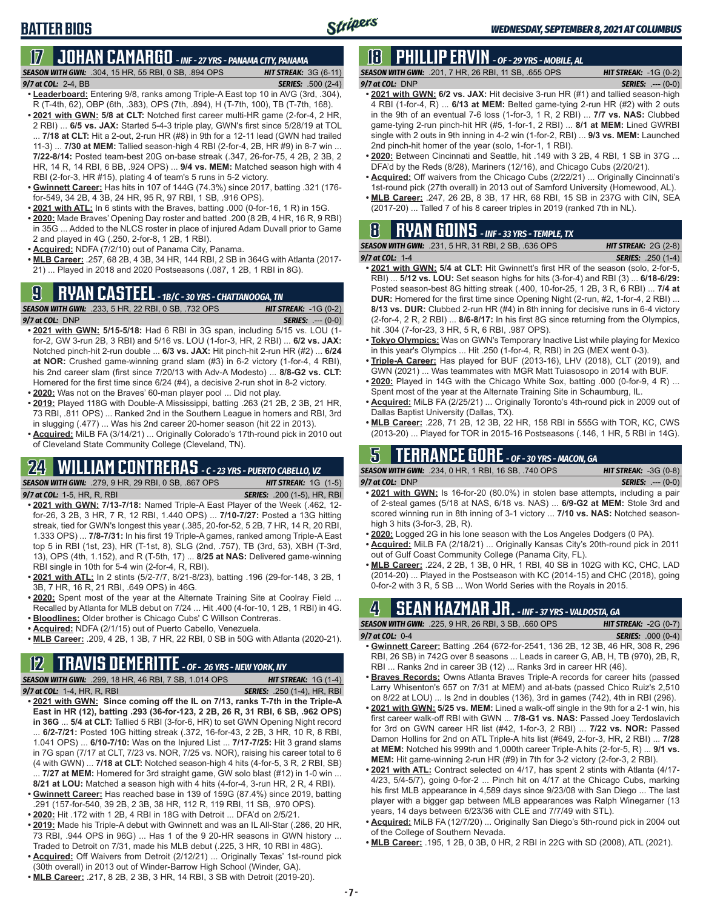# BATTER BIOS

## 17 JOHAN CAMARGO - INF - 27 YRS - PANAMA CITY, PANAMA

**SEASON WITH GWN:** .304, 15 HR, 55 RBI, 0 SB, .894 OPS — **HIT STREAK:** 3G (6-11)
**9/7 at COL:** 2-4, BB — **SERIES:** .500 (2-4)

- **Leaderboard:** Entering 9/8, ranks among Triple-A East top 10 in AVG (3rd, .304), R (T-4th, 62), OBP (6th, .383), OPS (7th, .894), H (T-7th, 100), TB (T-7th, 168).
- **2021 with GWN:** 5/8 at CLT: Notched first career multi-HR game (2-for-4, 2 HR, 2 RBI) ... 6/5 vs. JAX: Started 5-4-3 triple play, GWN's first since 5/28/19 at TOL ... 7/18 at CLT: Hit a 2-out, 2-run HR (#8) in 9th for a 12-11 lead (GWN had trailed 11-3) ... 7/30 at MEM: Tallied season-high 4 RBI (2-for-4, 2B, HR #9) in 8-7 win ... 7/22-8/14: Posted team-best 20G on-base streak (.347, 26-for-75, 4 2B, 2 3B, 2 HR, 14 R, 14 RBI, 6 BB, .924 OPS) ... 9/4 vs. MEM: Matched season high with 4 RBI (2-for-3, HR #15), plating 4 of team's 5 runs in 5-2 victory.
- **Gwinnett Career:** Has hits in 107 of 144G (74.3%) since 2017, batting .321 (176-for-549, 34 2B, 4 3B, 24 HR, 95 R, 97 RBI, 1 SB, .916 OPS).
- **2021 with ATL:** In 6 stints with the Braves, batting .000 (0-for-16, 1 R) in 15G.
- **2020:** Made Braves' Opening Day roster and batted .200 (8 2B, 4 HR, 16 R, 9 RBI) in 35G ... Added to the NLCS roster in place of injured Adam Duvall prior to Game 2 and played in 4G (.250, 2-for-8, 1 2B, 1 RBI).
- **Acquired:** NDFA (7/2/10) out of Panama City, Panama.
- **MLB Career:** .257, 68 2B, 4 3B, 34 HR, 144 RBI, 2 SB in 364G with Atlanta (2017-21) ... Played in 2018 and 2020 Postseasons (.087, 1 2B, 1 RBI in 8G).

## 9 RYAN CASTEEL - 1B/C - 30 YRS - CHATTANOOGA, TN

**SEASON WITH GWN:** .233, 5 HR, 22 RBI, 0 SB, .732 OPS — **HIT STREAK:** -1G (0-2)
**9/7 at COL:** DNP — **SERIES:** .--- (0-0)

- **2021 with GWN:** 5/15-5/18: Had 6 RBI in 3G span, including 5/15 vs. LOU (1-for-2, GW 3-run 2B, 3 RBI) and 5/16 vs. LOU (1-for-3, HR, 2 RBI) ... 6/2 vs. JAX: Notched pinch-hit 2-run double ... 6/3 vs. JAX: Hit pinch-hit 2-run HR (#2) ... 6/24 at NOR: Crushed game-winning grand slam (#3) in 6-2 victory (1-for-4, 4 RBI), his 2nd career slam (first since 7/20/13 with Adv-A Modesto) ... 8/8-G2 vs. CLT: Homered for the first time since 6/24 (#4), a decisive 2-run shot in 8-2 victory.
- **2020:** Was not on the Braves' 60-man player pool ... Did not play.
- **2019:** Played 118G with Double-A Mississippi, batting .263 (21 2B, 2 3B, 21 HR, 73 RBI, .811 OPS) ... Ranked 2nd in the Southern League in homers and RBI, 3rd in slugging (.477) ... Was his 2nd career 20-homer season (hit 22 in 2013).
- **Acquired:** MiLB FA (3/14/21) ... Originally Colorado's 17th-round pick in 2010 out of Cleveland State Community College (Cleveland, TN).

## 24 WILLIAM CONTRERAS - C - 23 YRS - PUERTO CABELLO, VZ

**SEASON WITH GWN:** .279, 9 HR, 29 RBI, 0 SB, .867 OPS — **HIT STREAK:** 1G (1-5)
**9/7 at COL:** 1-5, HR, R, RBI — **SERIES:** .200 (1-5), HR, RBI

- **2021 with GWN:** 7/13-7/18: Named Triple-A East Player of the Week (.462, 12-for-26, 3 2B, 3 HR, 7 R, 12 RBI, 1.440 OPS) ... 7/10-7/27: Posted a 13G hitting streak, tied for GWN's longest this year (.385, 20-for-52, 5 2B, 7 HR, 14 R, 20 RBI, 1.333 OPS) ... 7/8-7/31: In his first 19 Triple-A games, ranked among Triple-A East top 5 in RBI (1st, 23), HR (T-1st, 8), SLG (2nd, .757), TB (3rd, 53), XBH (T-3rd, 13), OPS (4th, 1.152), and R (T-5th, 17) ... 8/25 at NAS: Delivered game-winning RBI single in 10th for 5-4 win (2-for-4, R, RBI).
- **2021 with ATL:** In 2 stints (5/2-7/7, 8/21-8/23), batting .196 (29-for-148, 3 2B, 1 3B, 7 HR, 16 R, 21 RBI, .649 OPS) in 46G.
- **2020:** Spent most of the year at the Alternate Training Site at Coolray Field ... Recalled by Atlanta for MLB debut on 7/24 ... Hit .400 (4-for-10, 1 2B, 1 RBI) in 4G.
- **Bloodlines:** Older brother is Chicago Cubs' C Willson Contreras.
- **Acquired:** NDFA (2/1/15) out of Puerto Cabello, Venezuela.
- **MLB Career:** .209, 4 2B, 1 3B, 7 HR, 22 RBI, 0 SB in 50G with Atlanta (2020-21).

## 12 TRAVIS DEMERITTE - OF - 26 YRS - NEW YORK, NY

**SEASON WITH GWN:** .299, 18 HR, 46 RBI, 7 SB, 1.014 OPS — **HIT STREAK:** 1G (1-4)
**9/7 at COL:** 1-4, HR, R, RBI — **SERIES:** .250 (1-4), HR, RBI

- **2021 with GWN: Since coming off the IL on 7/13, ranks T-7th in the Triple-A East in HR (12), batting .293 (36-for-123, 2 2B, 26 R, 31 RBI, 6 SB, .962 OPS) in 36G** ... 5/4 at CLT: Tallied 5 RBI (3-for-6, HR) to set GWN Opening Night record ... 6/2-7/21: Posted 10G hitting streak (.372, 16-for-43, 2 2B, 3 HR, 10 R, 8 RBI, 1.041 OPS) ... 6/10-7/10: Was on the Injured List ... 7/17-7/25: Hit 3 grand slams in 7G span (7/17 at CLT, 7/23 vs. NOR, 7/25 vs. NOR), raising his career total to 6 (4 with GWN) ... 7/18 at CLT: Notched season-high 4 hits (4-for-5, 3 R, 2 RBI, SB) ... 7/27 at MEM: Homered for 3rd straight game, GW solo blast (#12) in 1-0 win ... 8/21 at LOU: Matched a season high with 4 hits (4-for-4, 3-run HR, 2 R, 4 RBI).
- **Gwinnett Career:** Has reached base in 139 of 159G (87.4%) since 2019, batting .291 (157-for-540, 39 2B, 2 3B, 38 HR, 112 R, 119 RBI, 11 SB, .970 OPS).
- **2020:** Hit .172 with 1 2B, 4 RBI in 18G with Detroit ... DFA'd on 2/5/21.
- **2019:** Made his Triple-A debut with Gwinnett and was an IL All-Star (.286, 20 HR, 73 RBI, .944 OPS in 96G) ... Has 1 of the 9 20-HR seasons in GWN history ... Traded to Detroit on 7/31, made his MLB debut (.225, 3 HR, 10 RBI in 48G).
- **Acquired:** Off Waivers from Detroit (2/12/21) ... Originally Texas' 1st-round pick (30th overall) in 2013 out of Winder-Barrow High School (Winder, GA).
- **MLB Career:** .217, 8 2B, 2 3B, 3 HR, 14 RBI, 3 SB with Detroit (2019-20).

## 18 PHILLIP ERVIN - OF - 29 YRS - MOBILE, AL

**SEASON WITH GWN:** .201, 7 HR, 26 RBI, 11 SB, .655 OPS — **HIT STREAK:** -1G (0-2)
**9/7 at COL:** DNP — **SERIES:** .--- (0-0)

- **2021 with GWN:** 6/2 vs. JAX: Hit decisive 3-run HR (#1) and tallied season-high 4 RBI (1-for-4, R) ... 6/13 at MEM: Belted game-tying 2-run HR (#2) with 2 outs in the 9th for an eventual 7-6 loss (1-for-3, 1 R, 2 RBI) ... 7/7 vs. NAS: Clubbed game-tying 2-run pinch-hit HR (#5, 1-for-1, 2 RBI) ... 8/1 at MEM: Lined GWRBI single with 2 outs in 9th inning in 4-2 win (1-for-2, RBI) ... 9/3 vs. MEM: Launched 2nd pinch-hit homer of the year (solo, 1-for-1, 1 RBI).
- **2020:** Between Cincinnati and Seattle, hit .149 with 3 2B, 4 RBI, 1 SB in 37G ... DFA'd by the Reds (8/28), Mariners (12/16), and Chicago Cubs (2/20/21).
- **Acquired:** Off waivers from the Chicago Cubs (2/22/21) ... Originally Cincinnati's 1st-round pick (27th overall) in 2013 out of Samford University (Homewood, AL).
- **MLB Career:** .247, 26 2B, 8 3B, 17 HR, 68 RBI, 15 SB in 237G with CIN, SEA (2017-20) ... Talled 7 of his 8 career triples in 2019 (ranked 7th in NL).

## 8 RYAN GOINS - INF - 33 YRS - TEMPLE, TX

**SEASON WITH GWN:** .231, 5 HR, 31 RBI, 2 SB, .636 OPS — **HIT STREAK:** 2G (2-8)
**9/7 at COL:** 1-4 — **SERIES:** .250 (1-4)

- **2021 with GWN:** 5/4 at CLT: Hit Gwinnett's first HR of the season (solo, 2-for-5, RBI) ... 5/12 vs. LOU: Set season highs for hits (3-for-4) and RBI (3) ... 6/18-6/29: Posted season-best 8G hitting streak (.400, 10-for-25, 1 2B, 1 3B, 6 RBI) ... 7/4 at DUR: Homered for the first time since Opening Night (2-run, #2, 1-for-4, 2 RBI) ... 8/13 vs. DUR: Clubbed 2-run HR (#4) in 8th inning for decisive runs in 6-4 victory (2-for-4, 2 R, 2 RBI) ... 8/6-8/17: In his first 8G since returning from the Olympics, hit .304 (7-for-23, 3 HR, 5 R, 6 RBI, .987 OPS).
- **Tokyo Olympics:** Was on GWN's Temporary Inactive List while playing for Mexico in this year's Olympics ... Hit .250 (1-for-4, R, RBI) in 2G (MEX went 0-3).
- **Triple-A Career:** Has played for BUF (2013-16), LHV (2018), CLT (2019), and GWN (2021) ... Was teammates with MGR Matt Tuiasosopo in 2014 with BUF.
- **2020:** Played in 14G with the Chicago White Sox, batting .000 (0-for-9, 4 R) ... Spent most of the year at the Alternate Training Site in Schaumburg, IL.
- **Acquired:** MiLB FA (2/25/21) ... Originally Toronto's 4th-round pick in 2009 out of Dallas Baptist University (Dallas, TX).
- **MLB Career:** .228, 71 2B, 12 3B, 22 HR, 158 RBI in 555G with TOR, KC, CWS (2013-20) ... Played for TOR in 2015-16 Postseasons (.146, 1 HR, 5 RBI in 14G).

## 5 TERRANCE GORE - OF - 30 YRS - MACON, GA

**SEASON WITH GWN:** .234, 0 HR, 1 RBI, 16 SB, .740 OPS — **HIT STREAK:** -3G (0-8)
**9/7 at COL:** DNP — **SERIES:** .--- (0-0)

- **2021 with GWN:** Is 16-for-20 (80.0%) in stolen base attempts, including a pair of 2-steal games (5/18 at NAS, 6/18 vs. NAS) ... 6/9-G2 at MEM: Stole 3rd and scored winning run in 8th inning of 3-1 victory ... 7/10 vs. NAS: Notched season-high 3 hits (3-for-3, 2B, R).
- **2020:** Logged 2G in his lone season with the Los Angeles Dodgers (0 PA).
- **Acquired:** MiLB FA (2/18/21) ... Originally Kansas City's 20th-round pick in 2011 out of Gulf Coast Community College (Panama City, FL).
- **MLB Career:** .224, 2 2B, 1 3B, 0 HR, 1 RBI, 40 SB in 102G with KC, CHC, LAD (2014-20) ... Played in the Postseason with KC (2014-15) and CHC (2018), going 0-for-2 with 3 R, 5 SB ... Won World Series with the Royals in 2015.

## 4 SEAN KAZMAR JR. - INF - 37 YRS - VALDOSTA, GA

**SEASON WITH GWN:** .225, 9 HR, 26 RBI, 3 SB, .660 OPS — **HIT STREAK:** -2G (0-7)
**9/7 at COL:** 0-4 — **SERIES:** .000 (0-4)

- **Gwinnett Career:** Batting .264 (672-for-2541, 136 2B, 12 3B, 46 HR, 308 R, 296 RBI, 26 SB) in 742G over 8 seasons ... Leads in career G, AB, H, TB (970), 2B, R, RBI ... Ranks 2nd in career 3B (12) ... Ranks 3rd in career HR (46).
- **Braves Records:** Owns Atlanta Braves Triple-A records for career hits (passed Larry Whisenton's 657 on 7/31 at MEM) and at-bats (passed Chico Ruiz's 2,510 on 8/22 at LOU) ... Is 2nd in doubles (136), 3rd in games (742), 4th in RBI (296).
- **2021 with GWN:** 5/25 vs. MEM: Lined a walk-off single in the 9th for a 2-1 win, his first career walk-off RBI with GWN ... 7/8-G1 vs. NAS: Passed Joey Terdoslavich for 3rd on GWN career HR list (#42, 1-for-3, 2 RBI) ... 7/22 vs. NOR: Passed Damon Hollins for 2nd on ATL Triple-A hits list (#649, 2-for-3, HR, 2 RBI) ... 7/28 at MEM: Notched his 999th and 1,000th career Triple-A hits (2-for-5, R) ... 9/1 vs. MEM: Hit game-winning 2-run HR (#9) in 7th for 3-2 victory (2-for-3, 2 RBI).
- **2021 with ATL:** Contract selected on 4/17, has spent 2 stints with Atlanta (4/17-4/23, 5/4-5/7), going 0-for-2 ... Pinch hit on 4/17 at the Chicago Cubs, marking his first MLB appearance in 4,589 days since 9/23/08 with San Diego ... The last player with a bigger gap between MLB appearances was Ralph Winegarner (13 years, 14 days between 6/23/36 with CLE and 7/7/49 with STL).
- **Acquired:** MiLB FA (12/7/20) ... Originally San Diego's 5th-round pick in 2004 out of the College of Southern Nevada.
- **MLB Career:** .195, 1 2B, 0 3B, 0 HR, 2 RBI in 22G with SD (2008), ATL (2021).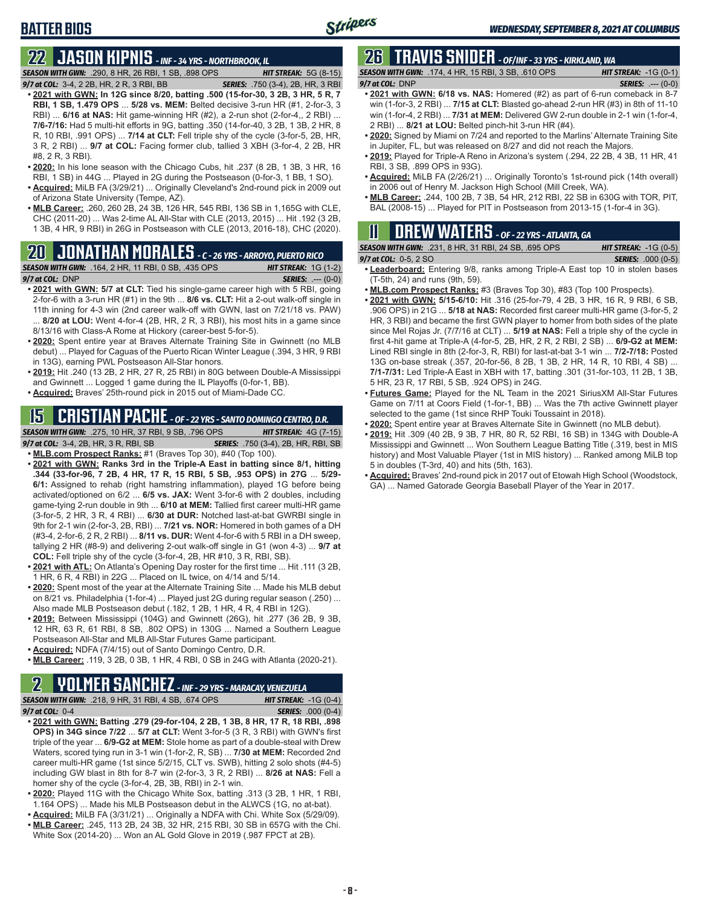## BATTER BIOS

## 22 JASON KIPNIS - INF - 34 YRS - NORTHBROOK, IL

**SEASON WITH GWN:** .290, 8 HR, 26 RBI, 1 SB, .898 OPS **HIT STREAK:** 5G (8-15)
**9/7 at COL:** 3-4, 2 2B, HR, 2 R, 3 RBI, BB **SERIES:** .750 (3-4), 2B, HR, 3 RBI

- **2021 with GWN: In 12G since 8/20, batting .500 (15-for-30, 3 2B, 3 HR, 5 R, 7 RBI, 1 SB, 1.479 OPS** ... **5/28 vs. MEM:** Belted decisive 3-run HR (#1, 2-for-3, 3 RBI) ... **6/16 at NAS:** Hit game-winning HR (#2), a 2-run shot (2-for-4,, 2 RBI) ... **7/6-7/16:** Had 5 multi-hit efforts in 9G, batting .350 (14-for-40, 3 2B, 1 3B, 2 HR, 8 R, 10 RBI, .991 OPS) ... **7/14 at CLT:** Fell triple shy of the cycle (3-for-5, 2B, HR, 3 R, 2 RBI) ... **9/7 at COL:** Facing former club, tallied 3 XBH (3-for-4, 2 2B, HR #8, 2 R, 3 RBI).
- **2020:** In his lone season with the Chicago Cubs, hit .237 (8 2B, 1 3B, 3 HR, 16 RBI, 1 SB) in 44G ... Played in 2G during the Postseason (0-for-3, 1 BB, 1 SO).
- **Acquired:** MiLB FA (3/29/21) ... Originally Cleveland's 2nd-round pick in 2009 out of Arizona State University (Tempe, AZ).
- **MLB Career:** .260, 260 2B, 24 3B, 126 HR, 545 RBI, 136 SB in 1,165G with CLE, CHC (2011-20) ... Was 2-time AL All-Star with CLE (2013, 2015) ... Hit .192 (3 2B, 1 3B, 4 HR, 9 RBI) in 26G in Postseason with CLE (2013, 2016-18), CHC (2020).

## 20 JONATHAN MORALES - C - 26 YRS - ARROYO, PUERTO RICO

**SEASON WITH GWN:** .164, 2 HR, 11 RBI, 0 SB, .435 OPS **HIT STREAK:** 1G (1-2)
**9/7 at COL:** DNP **SERIES:** .--- (0-0)

- **2021 with GWN: 5/7 at CLT:** Tied his single-game career high with 5 RBI, going 2-for-6 with a 3-run HR (#1) in the 9th ... **8/6 vs. CLT:** Hit a 2-out walk-off single in 11th inning for 4-3 win (2nd career walk-off with GWN, last on 7/21/18 vs. PAW) ... **8/20 at LOU:** Went 4-for-4 (2B, HR, 2 R, 3 RBI), his most hits in a game since 8/13/16 with Class-A Rome at Hickory (career-best 5-for-5).
- **2020:** Spent entire year at Braves Alternate Training Site in Gwinnett (no MLB debut) ... Played for Caguas of the Puerto Rican Winter League (.394, 3 HR, 9 RBI in 13G), earning PWL Postseason All-Star honors.
- **2019:** Hit .240 (13 2B, 2 HR, 27 R, 25 RBI) in 80G between Double-A Mississippi and Gwinnett ... Logged 1 game during the IL Playoffs (0-for-1, BB).
- **Acquired:** Braves' 25th-round pick in 2015 out of Miami-Dade CC.

## 15 CRISTIAN PACHE - OF - 22 YRS - SANTO DOMINGO CENTRO, D.R.

**SEASON WITH GWN:** .275, 10 HR, 37 RBI, 9 SB, .796 OPS **HIT STREAK:** 4G (7-15)
**9/7 at COL:** 3-4, 2B, HR, 3 R, RBI, SB **SERIES:** .750 (3-4), 2B, HR, RBI, SB

- **MLB.com Prospect Ranks:** #1 (Braves Top 30), #40 (Top 100).
- **2021 with GWN: Ranks 3rd in the Triple-A East in batting since 8/1, hitting .344 (33-for-96, 7 2B, 4 HR, 17 R, 15 RBI, 5 SB, .953 OPS) in 27G** ... **5/29-6/1:** Assigned to rehab (right hamstring inflammation), played 1G before being activated/optioned on 6/2 ... **6/5 vs. JAX:** Went 3-for-6 with 2 doubles, including game-tying 2-run double in 9th ... **6/10 at MEM:** Tallied first career multi-HR game (3-for-5, 2 HR, 3 R, 4 RBI) ... **6/30 at DUR:** Notched last-at-bat GWRBI single in 9th for 2-1 win (2-for-3, 2B, RBI) ... **7/21 vs. NOR:** Homered in both games of a DH (#3-4, 2-for-6, 2 R, 2 RBI) ... **8/11 vs. DUR:** Went 4-for-6 with 5 RBI in a DH sweep, tallying 2 HR (#8-9) and delivering 2-out walk-off single in G1 (won 4-3) ... **9/7 at COL:** Fell triple shy of the cycle (3-for-4, 2B, HR #10, 3 R, RBI, SB).
- **2021 with ATL:** On Atlanta's Opening Day roster for the first time ... Hit .111 (3 2B, 1 HR, 6 R, 4 RBI) in 22G ... Placed on IL twice, on 4/14 and 5/14.
- **2020:** Spent most of the year at the Alternate Training Site ... Made his MLB debut on 8/21 vs. Philadelphia (1-for-4) ... Played just 2G during regular season (.250) ... Also made MLB Postseason debut (.182, 1 2B, 1 HR, 4 R, 4 RBI in 12G).
- **2019:** Between Mississippi (104G) and Gwinnett (26G), hit .277 (36 2B, 9 3B, 12 HR, 63 R, 61 RBI, 8 SB, .802 OPS) in 130G ... Named a Southern League Postseason All-Star and MLB All-Star Futures Game participant.
- **Acquired:** NDFA (7/4/15) out of Santo Domingo Centro, D.R.
- **MLB Career:** .119, 3 2B, 0 3B, 1 HR, 4 RBI, 0 SB in 24G with Atlanta (2020-21).

## 2 YOLMER SANCHEZ - INF - 29 YRS - MARACAY, VENEZUELA

**SEASON WITH GWN:** .218, 9 HR, 31 RBI, 4 SB, .674 OPS **HIT STREAK:** -1G (0-4)
**9/7 at COL:** 0-4 **SERIES:** .000 (0-4)

- **2021 with GWN: Batting .279 (29-for-104, 2 2B, 1 3B, 8 HR, 17 R, 18 RBI, .898 OPS) in 34G since 7/22** ... **5/7 at CLT:** Went 3-for-5 (3 R, 3 RBI) with GWN's first triple of the year ... **6/9-G2 at MEM:** Stole home as part of a double-steal with Drew Waters, scored tying run in 3-1 win (1-for-2, R, SB) ... **7/30 at MEM:** Recorded 2nd career multi-HR game (1st since 5/2/15, CLT vs. SWB), hitting 2 solo shots (#4-5) including GW blast in 8th for 8-7 win (2-for-3, 3 R, 2 RBI) ... **8/26 at NAS:** Fell a homer shy of the cycle (3-for-4, 2B, 3B, RBI) in 2-1 win.
- **2020:** Played 11G with the Chicago White Sox, batting .313 (3 2B, 1 HR, 1 RBI, 1.164 OPS) ... Made his MLB Postseason debut in the ALWCS (1G, no at-bat).
- **Acquired:** MiLB FA (3/31/21) ... Originally a NDFA with Chi. White Sox (5/29/09).
- **MLB Career:** .245, 113 2B, 24 3B, 32 HR, 215 RBI, 30 SB in 657G with the Chi. White Sox (2014-20) ... Won an AL Gold Glove in 2019 (.987 FPCT at 2B).

## 26 TRAVIS SNIDER - OF/INF - 33 YRS - KIRKLAND, WA

**SEASON WITH GWN:** .174, 4 HR, 15 RBI, 3 SB, .610 OPS **HIT STREAK:** -1G (0-1)
**9/7 at COL:** DNP **SERIES:** .--- (0-0)

- **2021 with GWN: 6/18 vs. NAS:** Homered (#2) as part of 6-run comeback in 8-7 win (1-for-3, 2 RBI) ... **7/15 at CLT:** Blasted go-ahead 2-run HR (#3) in 8th of 11-10 win (1-for-4, 2 RBI) ... **7/31 at MEM:** Delivered GW 2-run double in 2-1 win (1-for-4, 2 RBI) ... **8/21 at LOU:** Belted pinch-hit 3-run HR (#4).
- **2020:** Signed by Miami on 7/24 and reported to the Marlins' Alternate Training Site in Jupiter, FL, but was released on 8/27 and did not reach the Majors.
- **2019:** Played for Triple-A Reno in Arizona's system (.294, 22 2B, 4 3B, 11 HR, 41 RBI, 3 SB, .899 OPS in 93G).
- **Acquired:** MiLB FA (2/26/21) ... Originally Toronto's 1st-round pick (14th overall) in 2006 out of Henry M. Jackson High School (Mill Creek, WA).
- **MLB Career:** .244, 100 2B, 7 3B, 54 HR, 212 RBI, 22 SB in 630G with TOR, PIT, BAL (2008-15) ... Played for PIT in Postseason from 2013-15 (1-for-4 in 3G).

## 11 DREW WATERS - OF - 22 YRS - ATLANTA, GA

**SEASON WITH GWN:** .231, 8 HR, 31 RBI, 24 SB, .695 OPS **HIT STREAK:** -1G (0-5)
**9/7 at COL:** 0-5, 2 SO **SERIES:** .000 (0-5)

- **Leaderboard:** Entering 9/8, ranks among Triple-A East top 10 in stolen bases (T-5th, 24) and runs (9th, 59).
- **MLB.com Prospect Ranks:** #3 (Braves Top 30), #83 (Top 100 Prospects).
- **2021 with GWN: 5/15-6/10:** Hit .316 (25-for-79, 4 2B, 3 HR, 16 R, 9 RBI, 6 SB, .906 OPS) in 21G ... **5/18 at NAS:** Recorded first career multi-HR game (3-for-5, 2 HR, 3 RBI) and became the first GWN player to homer from both sides of the plate since Mel Rojas Jr. (7/7/16 at CLT) ... **5/19 at NAS:** Fell a triple shy of the cycle in first 4-hit game at Triple-A (4-for-5, 2B, HR, 2 R, 2 RBI, 2 SB) ... **6/9-G2 at MEM:** Lined RBI single in 8th (2-for-3, R, RBI) for last-at-bat 3-1 win ... **7/2-7/18:** Posted 13G on-base streak (.357, 20-for-56, 8 2B, 1 3B, 2 HR, 14 R, 10 RBI, 4 SB) ... **7/1-7/31:** Led Triple-A East in XBH with 17, batting .301 (31-for-103, 11 2B, 1 3B, 5 HR, 23 R, 17 RBI, 5 SB, .924 OPS) in 24G.
- **Futures Game:** Played for the NL Team in the 2021 SiriusXM All-Star Futures Game on 7/11 at Coors Field (1-for-1, BB) ... Was the 7th active Gwinnett player selected to the game (1st since RHP Touki Toussaint in 2018).
- **2020:** Spent entire year at Braves Alternate Site in Gwinnett (no MLB debut).
- **2019:** Hit .309 (40 2B, 9 3B, 7 HR, 80 R, 52 RBI, 16 SB) in 134G with Double-A Mississippi and Gwinnett ... Won Southern League Batting Title (.319, best in MIS history) and Most Valuable Player (1st in MIS history) ... Ranked among MiLB top 5 in doubles (T-3rd, 40) and hits (5th, 163).
- **Acquired:** Braves' 2nd-round pick in 2017 out of Etowah High School (Woodstock, GA) ... Named Gatorade Georgia Baseball Player of the Year in 2017.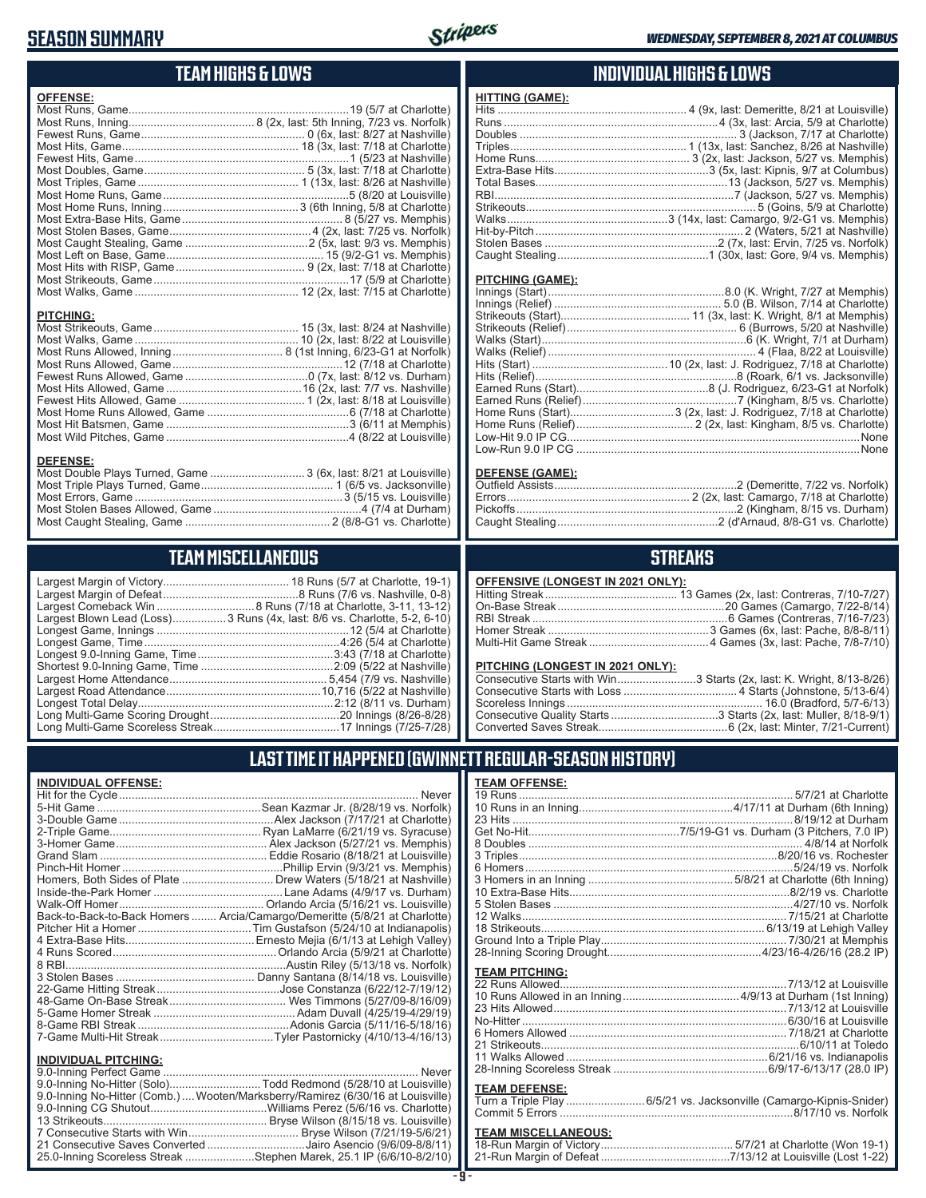# SEASON SUMMARY

## TEAM HIGHS & LOWS

**OFFENSE:**

| | |
|---|---|
| Most Runs, Game | 19 (5/7 at Charlotte) |
| Most Runs, Inning | 8 (2x, last: 5th Inning, 7/23 vs. Norfolk) |
| Fewest Runs, Game | 0 (6x, last: 8/27 at Nashville) |
| Most Hits, Game | 18 (3x, last: 7/18 at Charlotte) |
| Fewest Hits, Game | 1 (5/23 at Nashville) |
| Most Doubles, Game | 5 (3x, last: 7/18 at Charlotte) |
| Most Triples, Game | 1 (13x, last: 8/26 at Nashville) |
| Most Home Runs, Game | 5 (8/20 at Louisville) |
| Most Home Runs, Inning | 3 (6th Inning, 5/8 at Charlotte) |
| Most Extra-Base Hits, Game | 8 (5/27 vs. Memphis) |
| Most Stolen Bases, Game | 4 (2x, last: 7/25 vs. Norfolk) |
| Most Caught Stealing, Game | 2 (5x, last: 9/3 vs. Memphis) |
| Most Left on Base, Game | 15 (9/2-G1 vs. Memphis) |
| Most Hits with RISP, Game | 9 (2x, last: 7/18 at Charlotte) |
| Most Strikeouts, Game | 17 (5/9 at Charlotte) |
| Most Walks, Game | 12 (2x, last: 7/15 at Charlotte) |

**PITCHING:**

| | |
|---|---|
| Most Strikeouts, Game | 15 (3x, last: 8/24 at Nashville) |
| Most Walks, Game | 10 (2x, last: 8/22 at Louisville) |
| Most Runs Allowed, Inning | 8 (1st Inning, 6/23-G1 at Norfolk) |
| Most Runs Allowed, Game | 12 (7/18 at Charlotte) |
| Fewest Runs Allowed, Game | 0 (7x, last: 8/12 vs. Durham) |
| Most Hits Allowed, Game | 16 (2x, last: 7/7 vs. Nashville) |
| Fewest Hits Allowed, Game | 1 (2x, last: 8/18 at Louisville) |
| Most Home Runs Allowed, Game | 6 (7/18 at Charlotte) |
| Most Hit Batsmen, Game | 3 (6/11 at Memphis) |
| Most Wild Pitches, Game | 4 (8/22 at Louisville) |

**DEFENSE:**

| | |
|---|---|
| Most Double Plays Turned, Game | 3 (6x, last: 8/21 at Louisville) |
| Most Triple Plays Turned, Game | 1 (6/5 vs. Jacksonville) |
| Most Errors, Game | 3 (5/15 vs. Louisville) |
| Most Stolen Bases Allowed, Game | 4 (7/4 at Durham) |
| Most Caught Stealing, Game | 2 (8/8-G1 vs. Charlotte) |

## INDIVIDUAL HIGHS & LOWS

**HITTING (GAME):**

| | |
|---|---|
| Hits | 4 (9x, last: Demeritte, 8/21 at Louisville) |
| Runs | 4 (3x, last: Arcia, 5/9 at Charlotte) |
| Doubles | 3 (Jackson, 7/17 at Charlotte) |
| Triples | 1 (13x, last: Sanchez, 8/26 at Nashville) |
| Home Runs | 3 (2x, last: Jackson, 5/27 vs. Memphis) |
| Extra-Base Hits | 3 (5x, last: Kipnis, 9/7 at Columbus) |
| Total Bases | 13 (Jackson, 5/27 vs. Memphis) |
| RBI | 7 (Jackson, 5/27 vs. Memphis) |
| Strikeouts | 5 (Goins, 5/9 at Charlotte) |
| Walks | 3 (14x, last: Camargo, 9/2-G1 vs. Memphis) |
| Hit-by-Pitch | 2 (Waters, 5/21 at Nashville) |
| Stolen Bases | 2 (7x, last: Ervin, 7/25 vs. Norfolk) |
| Caught Stealing | 1 (30x, last: Gore, 9/4 vs. Memphis) |

**PITCHING (GAME):**

| | |
|---|---|
| Innings (Start) | 8.0 (K. Wright, 7/27 at Memphis) |
| Innings (Relief) | 5.0 (B. Wilson, 7/14 at Charlotte) |
| Strikeouts (Start) | 11 (3x, last: K. Wright, 8/1 at Memphis) |
| Strikeouts (Relief) | 6 (Burrows, 5/20 at Nashville) |
| Walks (Start) | 6 (K. Wright, 7/1 at Durham) |
| Walks (Relief) | 4 (Flaa, 8/22 at Louisville) |
| Hits (Start) | 10 (2x, last: J. Rodriguez, 7/18 at Charlotte) |
| Hits (Relief) | 8 (Roark, 6/1 vs. Jacksonville) |
| Earned Runs (Start) | 8 (J. Rodriguez, 6/23-G1 at Norfolk) |
| Earned Runs (Relief) | 7 (Kingham, 8/5 vs. Charlotte) |
| Home Runs (Start) | 3 (2x, last: J. Rodriguez, 7/18 at Charlotte) |
| Home Runs (Relief) | 2 (2x, last: Kingham, 8/5 vs. Charlotte) |
| Low-Hit 9.0 IP CG | None |
| Low-Run 9.0 IP CG | None |

**DEFENSE (GAME):**

| | |
|---|---|
| Outfield Assists | 2 (Demeritte, 7/22 vs. Norfolk) |
| Errors | 2 (2x, last: Camargo, 7/18 at Charlotte) |
| Pickoffs | 2 (Kingham, 8/15 vs. Durham) |
| Caught Stealing | 2 (d'Arnaud, 8/8-G1 vs. Charlotte) |

## TEAM MISCELLANEOUS

| | |
|---|---|
| Largest Margin of Victory | 18 Runs (5/7 at Charlotte, 19-1) |
| Largest Margin of Defeat | 8 Runs (7/6 vs. Nashville, 0-8) |
| Largest Comeback Win | 8 Runs (7/18 at Charlotte, 3-11, 13-12) |
| Largest Blown Lead (Loss) | 3 Runs (4x, last: 8/6 vs. Charlotte, 5-2, 6-10) |
| Longest Game, Innings | 12 (5/4 at Charlotte) |
| Longest Game, Time | 4:26 (5/4 at Charlotte) |
| Longest 9.0-Inning Game, Time | 3:43 (7/18 at Charlotte) |
| Shortest 9.0-Inning Game, Time | 2:09 (5/22 at Nashville) |
| Largest Home Attendance | 5,454 (7/9 vs. Nashville) |
| Largest Road Attendance | 10,716 (5/22 at Nashville) |
| Longest Total Delay | 2:12 (8/11 vs. Durham) |
| Long Multi-Game Scoring Drought | 20 Innings (8/26-8/28) |
| Long Multi-Game Scoreless Streak | 17 Innings (7/25-7/28) |

## STREAKS

**OFFENSIVE (LONGEST IN 2021 ONLY):**

| | |
|---|---|
| Hitting Streak | 13 Games (2x, last: Contreras, 7/10-7/27) |
| On-Base Streak | 20 Games (Camargo, 7/22-8/14) |
| RBI Streak | 6 Games (Contreras, 7/16-7/23) |
| Homer Streak | 3 Games (6x, last: Pache, 8/8-8/11) |
| Multi-Hit Game Streak | 4 Games (3x, last: Pache, 7/8-7/10) |

**PITCHING (LONGEST IN 2021 ONLY):**

| | |
|---|---|
| Consecutive Starts with Win | 3 Starts (2x, last: K. Wright, 8/13-8/26) |
| Consecutive Starts with Loss | 4 Starts (Johnstone, 5/13-6/4) |
| Scoreless Innings | 16.0 (Bradford, 5/7-6/13) |
| Consecutive Quality Starts | 3 Starts (2x, last: Muller, 8/18-9/1) |
| Converted Saves Streak | 6 (2x, last: Minter, 7/21-Current) |

## LAST TIME IT HAPPENED (GWINNETT REGULAR-SEASON HISTORY)

**INDIVIDUAL OFFENSE:**

| | |
|---|---|
| Hit for the Cycle | Never |
| 5-Hit Game | Sean Kazmar Jr. (8/28/19 vs. Norfolk) |
| 3-Double Game | Alex Jackson (7/17/21 at Charlotte) |
| 2-Triple Game | Ryan LaMarre (6/21/19 vs. Syracuse) |
| 3-Homer Game | Alex Jackson (5/27/21 vs. Memphis) |
| Grand Slam | Eddie Rosario (8/18/21 at Louisville) |
| Pinch-Hit Homer | Phillip Ervin (9/3/21 vs. Memphis) |
| Homers, Both Sides of Plate | Drew Waters (5/18/21 at Nashville) |
| Inside-the-Park Homer | Lane Adams (4/9/17 vs. Durham) |
| Walk-Off Homer | Orlando Arcia (5/16/21 vs. Louisville) |
| Back-to-Back-to-Back Homers | Arcia/Camargo/Demeritte (5/8/21 at Charlotte) |
| Pitcher Hit a Homer | Tim Gustafson (5/24/10 at Indianapolis) |
| 4 Extra-Base Hits | Ernesto Mejia (6/1/13 at Lehigh Valley) |
| 4 Runs Scored | Orlando Arcia (5/9/21 at Charlotte) |
| 8 RBI | Austin Riley (5/13/18 vs. Norfolk) |
| 3 Stolen Bases | Danny Santana (8/14/18 vs. Louisville) |
| 22-Game Hitting Streak | Jose Constanza (6/22/12-7/19/12) |
| 48-Game On-Base Streak | Wes Timmons (5/27/09-8/16/09) |
| 5-Game Homer Streak | Adam Duvall (4/25/19-4/29/19) |
| 8-Game RBI Streak | Adonis Garcia (5/11/16-5/18/16) |
| 7-Game Multi-Hit Streak | Tyler Pastornicky (4/10/13-4/16/13) |

**INDIVIDUAL PITCHING:**

| | |
|---|---|
| 9.0-Inning Perfect Game | Never |
| 9.0-Inning No-Hitter (Solo) | Todd Redmond (5/28/10 at Louisville) |
| 9.0-Inning No-Hitter (Comb.) | Wooten/Marksberry/Ramirez (6/30/16 at Louisville) |
| 9.0-Inning CG Shutout | Williams Perez (5/6/16 vs. Charlotte) |
| 13 Strikeouts | Bryse Wilson (8/15/18 vs. Louisville) |
| 7 Consecutive Starts with Win | Bryse Wilson (7/21/19-5/6/21) |
| 21 Consecutive Saves Converted | Jairo Asencio (9/6/09-8/8/11) |
| 25.0-Inning Scoreless Streak | Stephen Marek, 25.1 IP (6/6/10-8/2/10) |

**TEAM OFFENSE:**

| | |
|---|---|
| 19 Runs | 5/7/21 at Charlotte |
| 10 Runs in an Inning | 4/17/11 at Durham (6th Inning) |
| 23 Hits | 8/19/12 at Durham |
| Get No-Hit | 7/5/19-G1 vs. Durham (3 Pitchers, 7.0 IP) |
| 8 Doubles | 4/8/14 at Norfolk |
| 3 Triples | 8/20/16 vs. Rochester |
| 6 Homers | 5/24/19 vs. Norfolk |
| 3 Homers in an Inning | 5/8/21 at Charlotte (6th Inning) |
| 10 Extra-Base Hits | 8/2/19 vs. Charlotte |
| 5 Stolen Bases | 4/27/10 vs. Norfolk |
| 12 Walks | 7/15/21 at Charlotte |
| 18 Strikeouts | 6/13/19 at Lehigh Valley |
| Ground Into a Triple Play | 7/30/21 at Memphis |
| 28-Inning Scoring Drought | 4/23/16-4/26/16 (28.2 IP) |

**TEAM PITCHING:**

| | |
|---|---|
| 22 Runs Allowed | 7/13/12 at Louisville |
| 10 Runs Allowed in an Inning | 4/9/13 at Durham (1st Inning) |
| 23 Hits Allowed | 7/13/12 at Louisville |
| No-Hitter | 6/30/16 at Louisville |
| 6 Homers Allowed | 7/18/21 at Charlotte |
| 21 Strikeouts | 6/10/11 at Toledo |
| 11 Walks Allowed | 6/21/16 vs. Indianapolis |
| 28-Inning Scoreless Streak | 6/9/17-6/13/17 (28.0 IP) |

**TEAM DEFENSE:**

| | |
|---|---|
| Turn a Triple Play | 6/5/21 vs. Jacksonville (Camargo-Kipnis-Snider) |
| Commit 5 Errors | 8/17/10 vs. Norfolk |

**TEAM MISCELLANEOUS:**

| | |
|---|---|
| 18-Run Margin of Victory | 5/7/21 at Charlotte (Won 19-1) |
| 21-Run Margin of Defeat | 7/13/12 at Louisville (Lost 1-22) |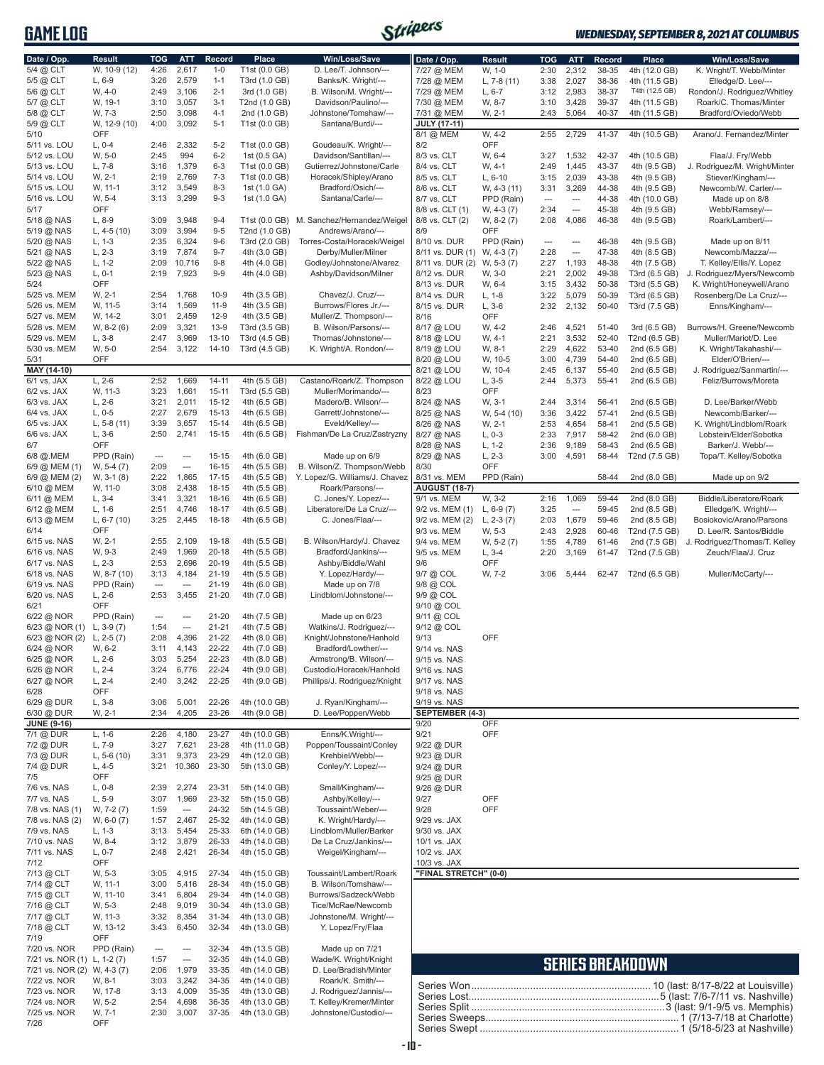# GAME LOG

WEDNESDAY, SEPTEMBER 8, 2021 AT COLUMBUS

| Date / Opp. | Result | TOG | ATT | Record | Place | Win/Loss/Save |
|---|---|---|---|---|---|---|
| 5/4 @ CLT | W, 10-9 (12) | 4:26 | 2,617 | 1-0 | T1st (0.0 GB) | D. Lee/T. Johnson/--- |
| 5/5 @ CLT | L, 6-9 | 3:26 | 2,579 | 1-1 | T3rd (1.0 GB) | Banks/K. Wright/--- |
| 5/6 @ CLT | W, 4-0 | 2:49 | 3,106 | 2-1 | 3rd (1.0 GB) | B. Wilson/M. Wright/--- |
| 5/7 @ CLT | W, 19-1 | 3:10 | 3,057 | 3-1 | T2nd (1.0 GB) | Davidson/Paulino/--- |
| 5/8 @ CLT | W, 7-3 | 2:50 | 3,098 | 4-1 | 2nd (1.0 GB) | Johnstone/Tomshaw/--- |
| 5/9 @ CLT | W, 12-9 (10) | 4:00 | 3,092 | 5-1 | T1st (0.0 GB) | Santana/Burdi/--- |
| 5/10 | OFF | | | | | |
| 5/11 vs. LOU | L, 0-4 | 2:46 | 2,332 | 5-2 | T1st (0.0 GB) | Goudeau/K. Wright/--- |
| 5/12 vs. LOU | W, 5-0 | 2:45 | 994 | 6-2 | 1st (0.5 GA) | Davidson/Santillan/--- |
| 5/13 vs. LOU | L, 7-8 | 3:16 | 1,379 | 6-3 | T1st (0.0 GB) | Gutierrez/Johnstone/Carle |
| 5/14 vs. LOU | W, 2-1 | 2:19 | 2,769 | 7-3 | T1st (0.0 GB) | Horacek/Shipley/Arano |
| 5/15 vs. LOU | W, 11-1 | 3:12 | 3,549 | 8-3 | 1st (1.0 GA) | Bradford/Osich/--- |
| 5/16 vs. LOU | W, 5-4 | 3:13 | 3,299 | 9-3 | 1st (1.0 GA) | Santana/Carle/--- |
| 5/17 | OFF | | | | | |
| 5/18 @ NAS | L, 8-9 | 3:09 | 3,948 | 9-4 | T1st (0.0 GB) | M. Sanchez/Hernandez/Weigel |
| 5/19 @ NAS | L, 4-5 (10) | 3:09 | 3,994 | 9-5 | T2nd (1.0 GB) | Andrews/Arano/--- |
| 5/20 @ NAS | L, 1-3 | 2:35 | 6,324 | 9-6 | T3rd (2.0 GB) | Torres-Costa/Horacek/Weigel |
| 5/21 @ NAS | L, 2-3 | 3:19 | 7,874 | 9-7 | 4th (3.0 GB) | Derby/Muller/Milner |
| 5/22 @ NAS | L, 1-2 | 2:09 | 10,716 | 9-8 | 4th (4.0 GB) | Godley/Johnstone/Alvarez |
| 5/23 @ NAS | L, 0-1 | 2:19 | 7,923 | 9-9 | 4th (4.0 GB) | Ashby/Davidson/Milner |
| 5/24 | OFF | | | | | |
| 5/25 vs. MEM | W, 2-1 | 2:54 | 1,768 | 10-9 | 4th (3.5 GB) | Chavez/J. Cruz/--- |
| 5/26 vs. MEM | W, 11-5 | 3:14 | 1,569 | 11-9 | 4th (3.5 GB) | Burrows/Flores Jr./--- |
| 5/27 vs. MEM | W, 14-2 | 3:01 | 2,459 | 12-9 | 4th (3.5 GB) | Muller/Z. Thompson/--- |
| 5/28 vs. MEM | W, 8-2 (6) | 2:09 | 3,321 | 13-9 | T3rd (3.5 GB) | B. Wilson/Parsons/--- |
| 5/29 vs. MEM | L, 3-8 | 2:47 | 3,969 | 13-10 | T3rd (4.5 GB) | Thomas/Johnstone/--- |
| 5/30 vs. MEM | W, 5-0 | 2:54 | 3,122 | 14-10 | T3rd (4.5 GB) | K. Wright/A. Rondon/--- |
| 5/31 | OFF | | | | | |
| **MAY (14-10)** | | | | | | |
| 6/1 vs. JAX | L, 2-6 | 2:52 | 1,669 | 14-11 | 4th (5.5 GB) | Castano/Roark/Z. Thompson |
| 6/2 vs. JAX | W, 11-3 | 3:23 | 1,661 | 15-11 | T3rd (5.5 GB) | Muller/Morimando/--- |
| 6/3 vs. JAX | L, 2-6 | 3:21 | 2,011 | 15-12 | 4th (6.5 GB) | Madero/B. Wilson/--- |
| 6/4 vs. JAX | L, 0-5 | 2:27 | 2,679 | 15-13 | 4th (6.5 GB) | Garrett/Johnstone/--- |
| 6/5 vs. JAX | L, 5-8 (11) | 3:39 | 3,657 | 15-14 | 4th (6.5 GB) | Eveld/Kelley/--- |
| 6/6 vs. JAX | L, 3-6 | 2:50 | 2,741 | 15-15 | 4th (6.5 GB) | Fishman/De La Cruz/Zastryzny |
| 6/7 | OFF | | | | | |
| 6/8 @ MEM | PPD (Rain) | --- | --- | 15-15 | 4th (6.0 GB) | Made up on 6/9 |
| 6/9 @ MEM (1) | W, 5-4 (7) | 2:09 | --- | 16-15 | 4th (5.5 GB) | B. Wilson/Z. Thompson/Webb |
| 6/9 @ MEM (2) | W, 3-1 (8) | 2:22 | 1,865 | 17-15 | 4th (5.5 GB) | Y. Lopez/G. Williams/J. Chavez |
| 6/10 @ MEM | W, 11-0 | 3:08 | 2,438 | 18-15 | 4th (5.5 GB) | Roark/Parsons/--- |
| 6/11 @ MEM | L, 3-4 | 3:41 | 3,321 | 18-16 | 4th (6.5 GB) | C. Jones/Y. Lopez/--- |
| 6/12 @ MEM | L, 1-6 | 2:51 | 4,746 | 18-17 | 4th (6.5 GB) | Liberatore/De La Cruz/--- |
| 6/13 @ MEM | L, 6-7 (10) | 3:25 | 2,445 | 18-18 | 4th (6.5 GB) | C. Jones/Flaa/--- |
| 6/14 | OFF | | | | | |
| 6/15 vs. NAS | W, 2-1 | 2:55 | 2,109 | 19-18 | 4th (5.5 GB) | B. Wilson/Hardy/J. Chavez |
| 6/16 vs. NAS | W, 9-3 | 2:49 | 1,969 | 20-18 | 4th (5.5 GB) | Bradford/Jankins/--- |
| 6/17 vs. NAS | L, 2-3 | 2:53 | 2,696 | 20-19 | 4th (5.5 GB) | Ashby/Biddle/Wahl |
| 6/18 vs. NAS | W, 8-7 (10) | 3:13 | 4,184 | 21-19 | 4th (5.5 GB) | Y. Lopez/Hardy/--- |
| 6/19 vs. NAS | PPD (Rain) | --- | --- | 21-19 | 4th (6.0 GB) | Made up on 7/8 |
| 6/20 vs. NAS | L, 2-6 | 2:53 | 3,455 | 21-20 | 4th (7.0 GB) | Lindblom/Johnstone/--- |
| 6/21 | OFF | | | | | |
| 6/22 @ NOR | PPD (Rain) | --- | --- | 21-20 | 4th (7.5 GB) | Made up on 6/23 |
| 6/23 @ NOR (1) | L, 3-9 (7) | 1:54 | --- | 21-21 | 4th (7.5 GB) | Watkins/J. Rodriguez/--- |
| 6/23 @ NOR (2) | L, 2-5 (7) | 2:08 | 4,396 | 21-22 | 4th (8.0 GB) | Knight/Johnstone/Hanhold |
| 6/24 @ NOR | W, 6-2 | 3:11 | 4,143 | 22-22 | 4th (7.0 GB) | Bradford/Lowther/--- |
| 6/25 @ NOR | L, 2-6 | 3:03 | 5,254 | 22-23 | 4th (8.0 GB) | Armstrong/B. Wilson/--- |
| 6/26 @ NOR | L, 2-4 | 3:24 | 6,776 | 22-24 | 4th (9.0 GB) | Custodio/Horacek/Hanhold |
| 6/27 @ NOR | L, 2-4 | 2:40 | 3,242 | 22-25 | 4th (9.0 GB) | Phillips/J. Rodriguez/Knight |
| 6/28 | OFF | | | | | |
| 6/29 @ DUR | L, 3-8 | 3:06 | 5,001 | 22-26 | 4th (10.0 GB) | J. Ryan/Kingham/--- |
| 6/30 @ DUR | W, 2-1 | 2:34 | 4,205 | 23-26 | 4th (9.0 GB) | D. Lee/Poppen/Webb |
| **JUNE (9-16)** | | | | | | |
| 7/1 @ DUR | L, 1-6 | 2:26 | 4,180 | 23-27 | 4th (10.0 GB) | Enns/K.Wright/--- |
| 7/2 @ DUR | L, 7-9 | 3:27 | 7,621 | 23-28 | 4th (11.0 GB) | Poppen/Toussaint/Conley |
| 7/3 @ DUR | L, 5-6 (10) | 3:31 | 9,373 | 23-29 | 4th (12.0 GB) | Krehbiel/Webb/--- |
| 7/4 @ DUR | L, 4-5 | 3:21 | 10,360 | 23-30 | 5th (13.0 GB) | Conley/Y. Lopez/--- |
| 7/5 | OFF | | | | | |
| 7/6 vs. NAS | L, 0-8 | 2:39 | 2,274 | 23-31 | 5th (14.0 GB) | Small/Kingham/--- |
| 7/7 vs. NAS | L, 5-9 | 3:07 | 1,969 | 23-32 | 5th (15.0 GB) | Ashby/Kelley/--- |
| 7/8 vs. NAS (1) | W, 7-2 (7) | 1:59 | --- | 24-32 | 5th (14.5 GB) | Toussaint/Weber/--- |
| 7/8 vs. NAS (2) | W, 6-0 (7) | 1:57 | 2,467 | 25-32 | 4th (14.0 GB) | K. Wright/Hardy/--- |
| 7/9 vs. NAS | L, 1-3 | 3:13 | 5,454 | 25-33 | 6th (14.0 GB) | Lindblom/Muller/Barker |
| 7/10 vs. NAS | W, 8-4 | 3:12 | 3,879 | 26-33 | 4th (14.0 GB) | De La Cruz/Jankins/--- |
| 7/11 vs. NAS | L, 0-7 | 2:48 | 2,421 | 26-34 | 4th (15.0 GB) | Weigel/Kingham/--- |
| 7/12 | OFF | | | | | |
| 7/13 @ CLT | W, 5-3 | 3:05 | 4,915 | 27-34 | 4th (15.0 GB) | Toussaint/Lambert/Roark |
| 7/14 @ CLT | W, 11-1 | 3:00 | 5,416 | 28-34 | 4th (15.0 GB) | B. Wilson/Tomshaw/--- |
| 7/15 @ CLT | W, 11-10 | 3:41 | 6,804 | 29-34 | 4th (14.0 GB) | Burrows/Sadzeck/Webb |
| 7/16 @ CLT | W, 5-3 | 2:48 | 9,019 | 30-34 | 4th (13.0 GB) | Tice/McRae/Newcomb |
| 7/17 @ CLT | W, 11-3 | 3:32 | 8,354 | 31-34 | 4th (13.0 GB) | Johnstone/M. Wright/--- |
| 7/18 @ CLT | W, 13-12 | 3:43 | 6,450 | 32-34 | 4th (13.0 GB) | Y. Lopez/Fry/Flaa |
| 7/19 | OFF | | | | | |
| 7/20 vs. NOR | PPD (Rain) | --- | --- | 32-34 | 4th (13.5 GB) | Made up on 7/21 |
| 7/21 vs. NOR (1) | L, 1-2 (7) | 1:57 | --- | 32-35 | 4th (14.0 GB) | Wade/K. Wright/Knight |
| 7/21 vs. NOR (2) | W, 4-3 (7) | 2:06 | 1,979 | 33-35 | 4th (14.0 GB) | D. Lee/Bradish/Minter |
| 7/22 vs. NOR | W, 8-1 | 3:03 | 3,242 | 34-35 | 4th (14.0 GB) | Roark/K. Smith/--- |
| 7/23 vs. NOR | W, 17-8 | 3:13 | 4,009 | 35-35 | 4th (13.0 GB) | J. Rodriguez/Jannis/--- |
| 7/24 vs. NOR | W, 5-2 | 2:54 | 4,698 | 36-35 | 4th (13.0 GB) | T. Kelley/Kremer/Minter |
| 7/25 vs. NOR | W, 7-1 | 2:30 | 3,007 | 37-35 | 4th (13.0 GB) | Johnstone/Custodio/--- |
| 7/26 | OFF | | | | | |
| 7/27 @ MEM | W, 1-0 | 2:30 | 2,312 | 38-35 | 4th (12.0 GB) | K. Wright/T. Webb/Minter |
| 7/28 @ MEM | L, 7-8 (11) | 3:38 | 2,027 | 38-36 | 4th (11.5 GB) | Elledge/D. Lee/--- |
| 7/29 @ MEM | L, 6-7 | 3:12 | 2,983 | 38-37 | T4th (12.5 GB) | Rondon/J. Rodriguez/Whitley |
| 7/30 @ MEM | W, 8-7 | 3:10 | 3,428 | 39-37 | 4th (11.5 GB) | Roark/C. Thomas/Minter |
| 7/31 @ MEM | W, 2-1 | 2:43 | 5,064 | 40-37 | 4th (11.5 GB) | Bradford/Oviedo/Webb |
| **JULY (17-11)** | | | | | | |
| 8/1 @ MEM | W, 4-2 | 2:55 | 2,729 | 41-37 | 4th (10.5 GB) | Arano/J. Fernandez/Minter |
| 8/2 | OFF | | | | | |
| 8/3 vs. CLT | W, 6-4 | 3:27 | 1,532 | 42-37 | 4th (10.5 GB) | Flaa/J. Fry/Webb |
| 8/4 vs. CLT | W, 4-1 | 2:49 | 1,445 | 43-37 | 4th (9.5 GB) | J. Rodriguez/M. Wright/Minter |
| 8/5 vs. CLT | L, 6-10 | 3:15 | 2,039 | 43-38 | 4th (9.5 GB) | Stiever/Kingham/--- |
| 8/6 vs. CLT | W, 4-3 (11) | 3:31 | 3,269 | 44-38 | 4th (9.5 GB) | Newcomb/W. Carter/--- |
| 8/7 vs. CLT | PPD (Rain) | --- | --- | 44-38 | 4th (10.0 GB) | Made up on 8/8 |
| 8/8 vs. CLT (1) | W, 4-3 (7) | 2:34 | --- | 45-38 | 4th (9.5 GB) | Webb/Ramsey/--- |
| 8/8 vs. CLT (2) | W, 8-2 (7) | 2:08 | 4,086 | 46-38 | 4th (9.5 GB) | Roark/Lambert/--- |
| 8/9 | OFF | | | | | |
| 8/10 vs. DUR | PPD (Rain) | --- | --- | 46-38 | 4th (9.5 GB) | Made up on 8/11 |
| 8/11 vs. DUR (1) | W, 4-3 (7) | 2:28 | --- | 47-38 | 4th (8.5 GB) | Newcomb/Mazza/--- |
| 8/11 vs. DUR (2) | W, 5-3 (7) | 2:27 | 1,193 | 48-38 | 4th (7.5 GB) | T. Kelley/Ellis/Y. Lopez |
| 8/12 vs. DUR | W, 3-0 | 2:21 | 2,002 | 49-38 | T3rd (6.5 GB) | J. Rodriguez/Myers/Newcomb |
| 8/13 vs. DUR | W, 6-4 | 3:15 | 3,432 | 50-38 | T3rd (5.5 GB) | K. Wright/Honeywell/Arano |
| 8/14 vs. DUR | L, 1-8 | 3:22 | 5,079 | 50-39 | T3rd (6.5 GB) | Rosenberg/De La Cruz/--- |
| 8/15 vs. DUR | L, 3-6 | 2:32 | 2,132 | 50-40 | T3rd (7.5 GB) | Enns/Kingham/--- |
| 8/16 | OFF | | | | | |
| 8/17 @ LOU | W, 4-2 | 2:46 | 4,521 | 51-40 | 3rd (6.5 GB) | Burrows/H. Greene/Newcomb |
| 8/18 @ LOU | W, 4-1 | 2:21 | 3,532 | 52-40 | T2nd (6.5 GB) | Muller/Mariot/D. Lee |
| 8/19 @ LOU | W, 8-1 | 2:29 | 4,622 | 53-40 | 2nd (6.5 GB) | K. Wright/Takahashi/--- |
| 8/20 @ LOU | W, 10-5 | 3:00 | 4,739 | 54-40 | 2nd (6.5 GB) | Elder/O'Brien/--- |
| 8/21 @ LOU | W, 10-4 | 2:45 | 6,137 | 55-40 | 2nd (6.5 GB) | J. Rodriguez/Sanmartin/--- |
| 8/22 @ LOU | L, 3-5 | 2:44 | 5,373 | 55-41 | 2nd (6.5 GB) | Feliz/Burrows/Moreta |
| 8/23 | OFF | | | | | |
| 8/24 @ NAS | W, 3-1 | 2:44 | 3,314 | 56-41 | 2nd (6.5 GB) | D. Lee/Barker/Webb |
| 8/25 @ NAS | W, 5-4 (10) | 3:36 | 3,422 | 57-41 | 2nd (6.5 GB) | Newcomb/Barker/--- |
| 8/26 @ NAS | W, 2-1 | 2:53 | 4,654 | 58-41 | 2nd (5.5 GB) | K. Wright/Lindblom/Roark |
| 8/27 @ NAS | L, 0-3 | 2:33 | 7,917 | 58-42 | 2nd (6.0 GB) | Lobstein/Elder/Sobotka |
| 8/28 @ NAS | L, 1-2 | 2:36 | 9,189 | 58-43 | 2nd (6.5 GB) | Barker/J. Webb/--- |
| 8/29 @ NAS | L, 2-3 | 3:00 | 4,591 | 58-44 | T2nd (7.5 GB) | Topa/T. Kelley/Sobotka |
| 8/30 | OFF | | | | | |
| 8/31 vs. MEM | PPD (Rain) | | | 58-44 | 2nd (8.0 GB) | Made up on 9/2 |
| **AUGUST (18-7)** | | | | | | |
| 9/1 vs. MEM | W, 3-2 | 2:16 | 1,069 | 59-44 | 2nd (8.0 GB) | Biddle/Liberatore/Roark |
| 9/2 vs. MEM (1) | L, 6-9 (7) | 3:25 | --- | 59-45 | 2nd (8.5 GB) | Elledge/K. Wright/--- |
| 9/2 vs. MEM (2) | L, 2-3 (7) | 2:03 | 1,679 | 59-46 | 2nd (8.5 GB) | Bosiokovic/Arano/Parsons |
| 9/3 vs. MEM | W, 5-3 | 2:43 | 2,928 | 60-46 | T2nd (7.5 GB) | D. Lee/R. Santos/Biddle |
| 9/4 vs. MEM | W, 5-2 (7) | 1:55 | 4,789 | 61-46 | 2nd (7.5 GB) | J. Rodriguez/Thomas/T. Kelley |
| 9/5 vs. MEM | L, 3-4 | 2:20 | 3,169 | 61-47 | T2nd (7.5 GB) | Zeuch/Flaa/J. Cruz |
| 9/6 | OFF | | | | | |
| 9/7 @ COL | W, 7-2 | 3:06 | 5,444 | 62-47 | T2nd (6.5 GB) | Muller/McCarty/--- |
| 9/8 @ COL | | | | | | |
| 9/9 @ COL | | | | | | |
| 9/10 @ COL | | | | | | |
| 9/11 @ COL | | | | | | |
| 9/12 @ COL | | | | | | |
| 9/13 | OFF | | | | | |
| 9/14 vs. NAS | | | | | | |
| 9/15 vs. NAS | | | | | | |
| 9/16 vs. NAS | | | | | | |
| 9/17 vs. NAS | | | | | | |
| 9/18 vs. NAS | | | | | | |
| 9/19 vs. NAS | | | | | | |
| **SEPTEMBER (4-3)** | | | | | | |
| 9/20 | OFF | | | | | |
| 9/21 | OFF | | | | | |
| 9/22 @ DUR | | | | | | |
| 9/23 @ DUR | | | | | | |
| 9/24 @ DUR | | | | | | |
| 9/25 @ DUR | | | | | | |
| 9/26 @ DUR | | | | | | |
| 9/27 | OFF | | | | | |
| 9/28 | OFF | | | | | |
| 9/29 vs. JAX | | | | | | |
| 9/30 vs. JAX | | | | | | |
| 10/1 vs. JAX | | | | | | |
| 10/2 vs. JAX | | | | | | |
| 10/3 vs. JAX | | | | | | |
| **"FINAL STRETCH" (0-0)** | | | | | | |

## SERIES BREAKDOWN

Series Won ................ 10 (last: 8/17-8/22 at Louisville)
Series Lost ................ 5 (last: 7/6-7/11 vs. Nashville)
Series Split ................ 3 (last: 9/1-9/5 vs. Memphis)
Series Sweeps ................ 1 (7/13-7/18 at Charlotte)
Series Swept ................ 1 (5/18-5/23 at Nashville)